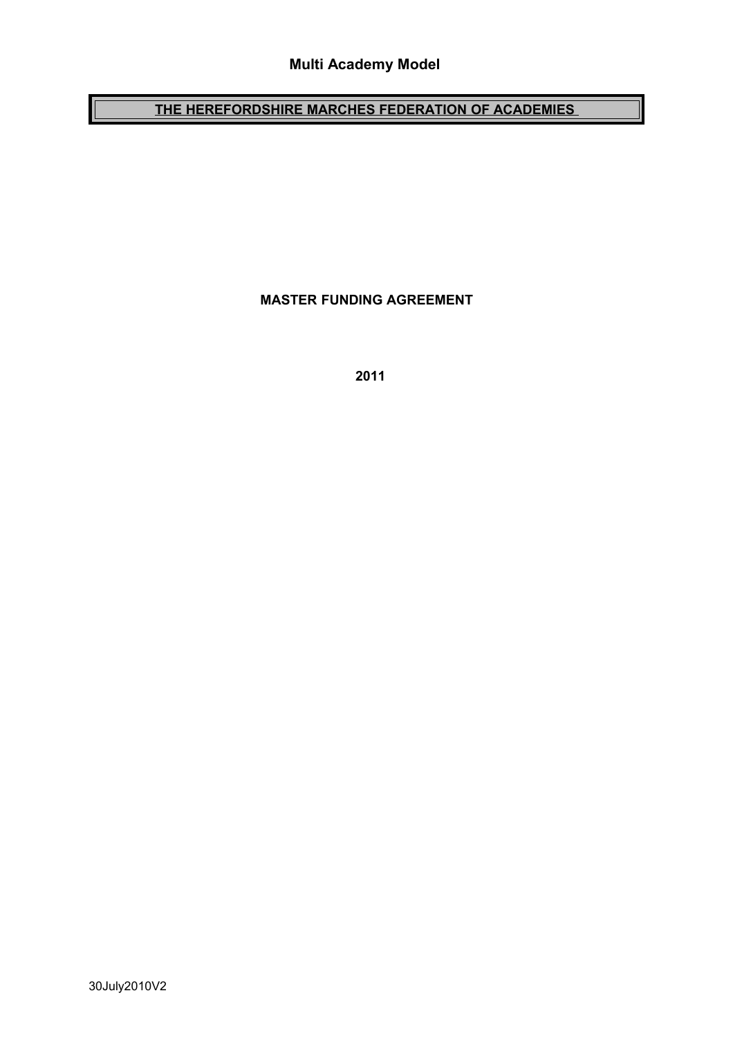**Multi Academy Model**

# THE HEREFORDSHIRE MARCHES FEDERATION OF ACADEMIES

**MASTER FUNDING AGREEMENT**

**2011**

30July2010V2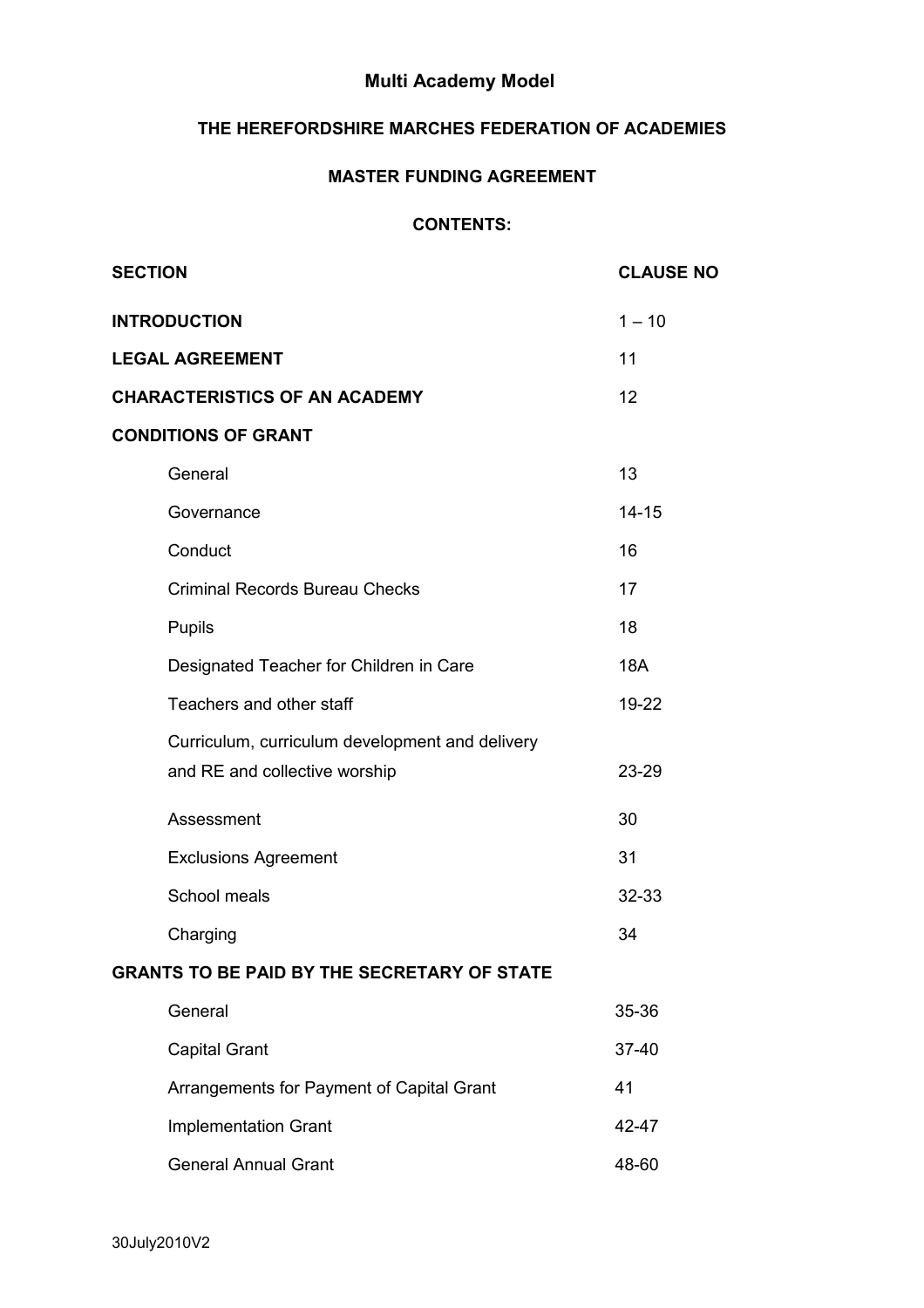**Multi Academy Model**

**THE HEREFORDSHIRE MARCHES FEDERATION OF ACADEMIES**

**MASTER FUNDING AGREEMENT**

**CONTENTS:**

| SECTION | CLAUSE NO |
|---|---|
| **INTRODUCTION** | 1 – 10 |
| **LEGAL AGREEMENT** | 11 |
| **CHARACTERISTICS OF AN ACADEMY** | 12 |
| **CONDITIONS OF GRANT** | |
| General | 13 |
| Governance | 14-15 |
| Conduct | 16 |
| Criminal Records Bureau Checks | 17 |
| Pupils | 18 |
| Designated Teacher for Children in Care | 18A |
| Teachers and other staff | 19-22 |
| Curriculum, curriculum development and delivery and RE and collective worship | 23-29 |
| Assessment | 30 |
| Exclusions Agreement | 31 |
| School meals | 32-33 |
| Charging | 34 |
| **GRANTS TO BE PAID BY THE SECRETARY OF STATE** | |
| General | 35-36 |
| Capital Grant | 37-40 |
| Arrangements for Payment of Capital Grant | 41 |
| Implementation Grant | 42-47 |
| General Annual Grant | 48-60 |

30July2010V2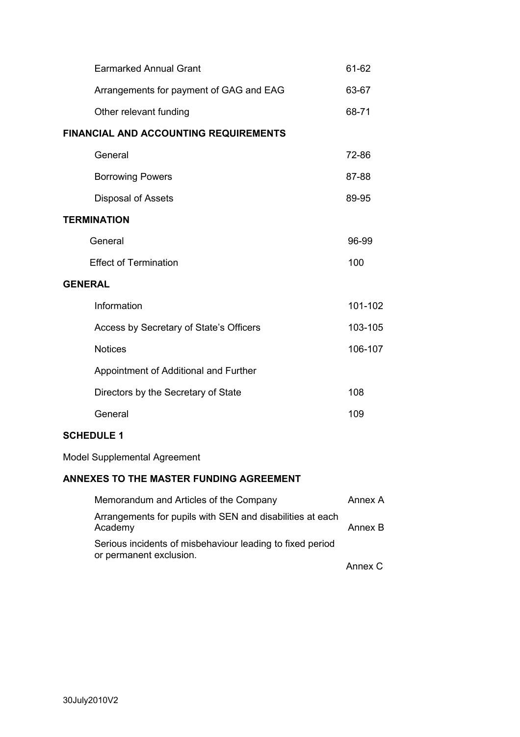| | |
|---|---|
| Earmarked Annual Grant | 61-62 |
| Arrangements for payment of GAG and EAG | 63-67 |
| Other relevant funding | 68-71 |
| **FINANCIAL AND ACCOUNTING REQUIREMENTS** | |
| General | 72-86 |
| Borrowing Powers | 87-88 |
| Disposal of Assets | 89-95 |
| **TERMINATION** | |
| General | 96-99 |
| Effect of Termination | 100 |
| **GENERAL** | |
| Information | 101-102 |
| Access by Secretary of State's Officers | 103-105 |
| Notices | 106-107 |
| Appointment of Additional and Further Directors by the Secretary of State | 108 |
| General | 109 |

**SCHEDULE 1**

Model Supplemental Agreement

**ANNEXES TO THE MASTER FUNDING AGREEMENT**

| | |
|---|---|
| Memorandum and Articles of the Company | Annex A |
| Arrangements for pupils with SEN and disabilities at each Academy | Annex B |
| Serious incidents of misbehaviour leading to fixed period or permanent exclusion. | Annex C |

30July2010V2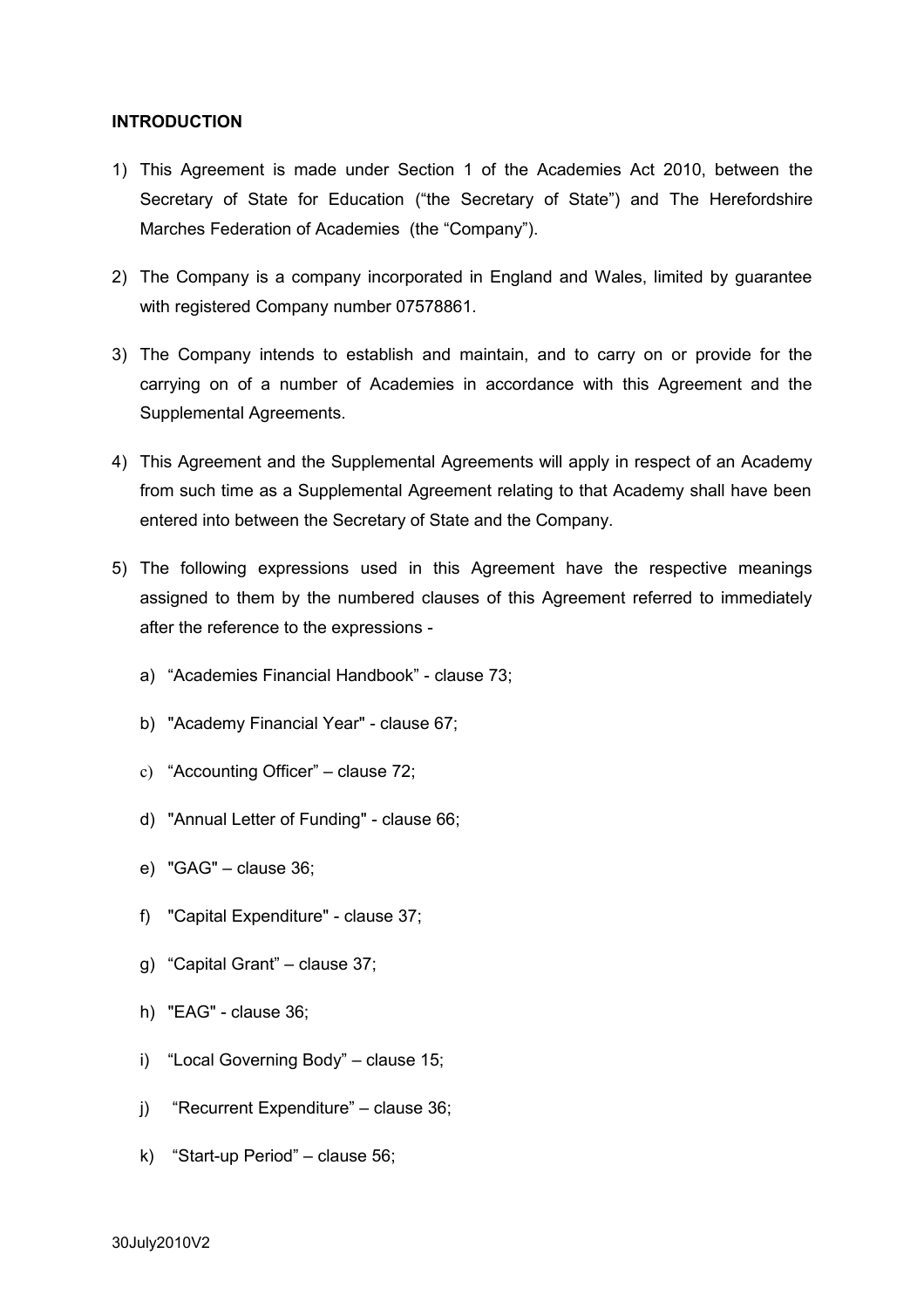**INTRODUCTION**

1) This Agreement is made under Section 1 of the Academies Act 2010, between the Secretary of State for Education ("the Secretary of State") and The Herefordshire Marches Federation of Academies (the "Company").

2) The Company is a company incorporated in England and Wales, limited by guarantee with registered Company number 07578861.

3) The Company intends to establish and maintain, and to carry on or provide for the carrying on of a number of Academies in accordance with this Agreement and the Supplemental Agreements.

4) This Agreement and the Supplemental Agreements will apply in respect of an Academy from such time as a Supplemental Agreement relating to that Academy shall have been entered into between the Secretary of State and the Company.

5) The following expressions used in this Agreement have the respective meanings assigned to them by the numbered clauses of this Agreement referred to immediately after the reference to the expressions -

   a) "Academies Financial Handbook" - clause 73;

   b) "Academy Financial Year" - clause 67;

   c) "Accounting Officer" – clause 72;

   d) "Annual Letter of Funding" - clause 66;

   e) "GAG" – clause 36;

   f) "Capital Expenditure" - clause 37;

   g) "Capital Grant" – clause 37;

   h) "EAG" - clause 36;

   i) "Local Governing Body" – clause 15;

   j) "Recurrent Expenditure" – clause 36;

   k) "Start-up Period" – clause 56;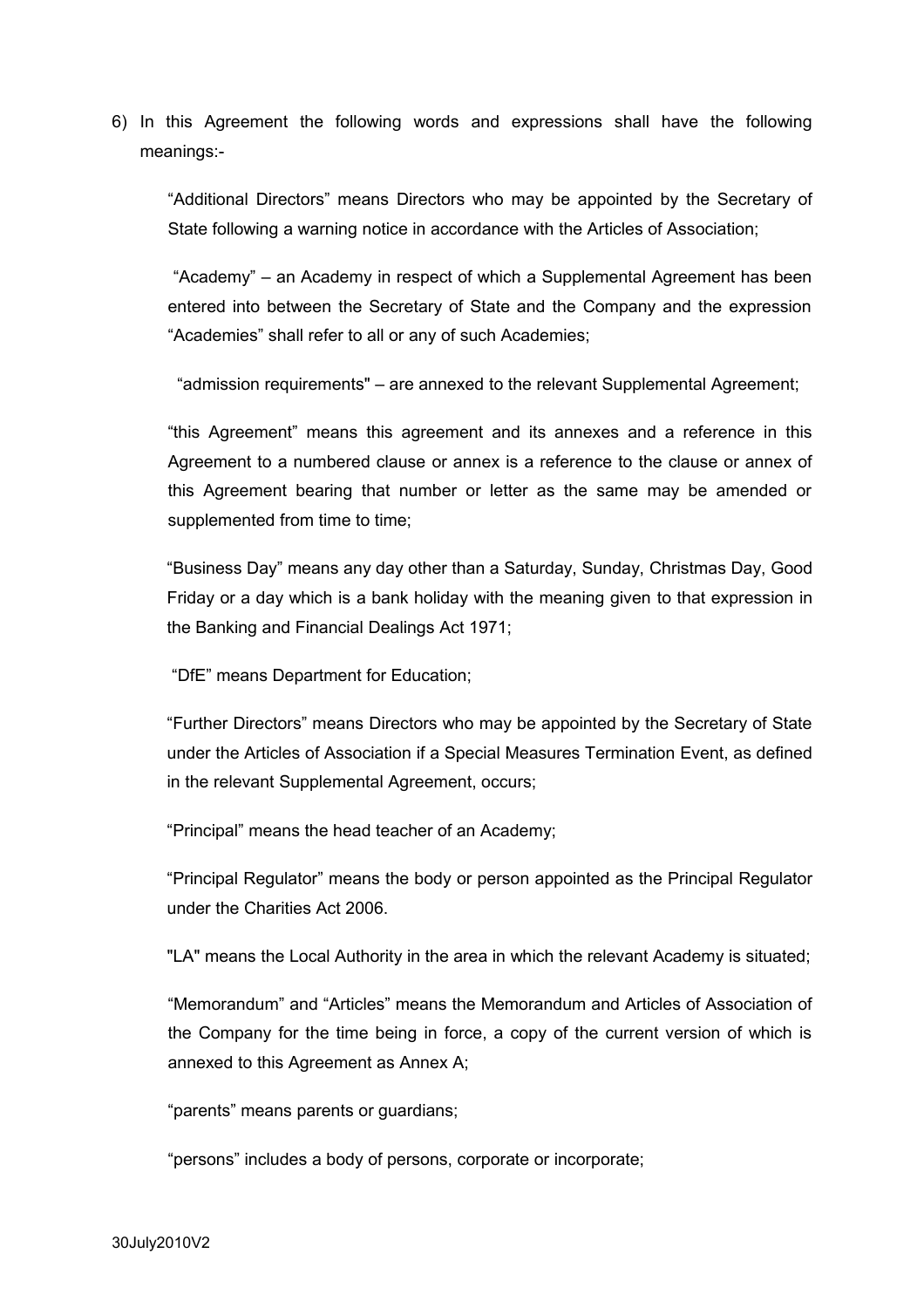6) In this Agreement the following words and expressions shall have the following meanings:-

"Additional Directors" means Directors who may be appointed by the Secretary of State following a warning notice in accordance with the Articles of Association;

"Academy" – an Academy in respect of which a Supplemental Agreement has been entered into between the Secretary of State and the Company and the expression "Academies" shall refer to all or any of such Academies;

"admission requirements" – are annexed to the relevant Supplemental Agreement;

"this Agreement" means this agreement and its annexes and a reference in this Agreement to a numbered clause or annex is a reference to the clause or annex of this Agreement bearing that number or letter as the same may be amended or supplemented from time to time;

"Business Day" means any day other than a Saturday, Sunday, Christmas Day, Good Friday or a day which is a bank holiday with the meaning given to that expression in the Banking and Financial Dealings Act 1971;

"DfE" means Department for Education;

"Further Directors" means Directors who may be appointed by the Secretary of State under the Articles of Association if a Special Measures Termination Event, as defined in the relevant Supplemental Agreement, occurs;

"Principal" means the head teacher of an Academy;

"Principal Regulator" means the body or person appointed as the Principal Regulator under the Charities Act 2006.

"LA" means the Local Authority in the area in which the relevant Academy is situated;

"Memorandum" and "Articles" means the Memorandum and Articles of Association of the Company for the time being in force, a copy of the current version of which is annexed to this Agreement as Annex A;

"parents" means parents or guardians;

"persons" includes a body of persons, corporate or incorporate;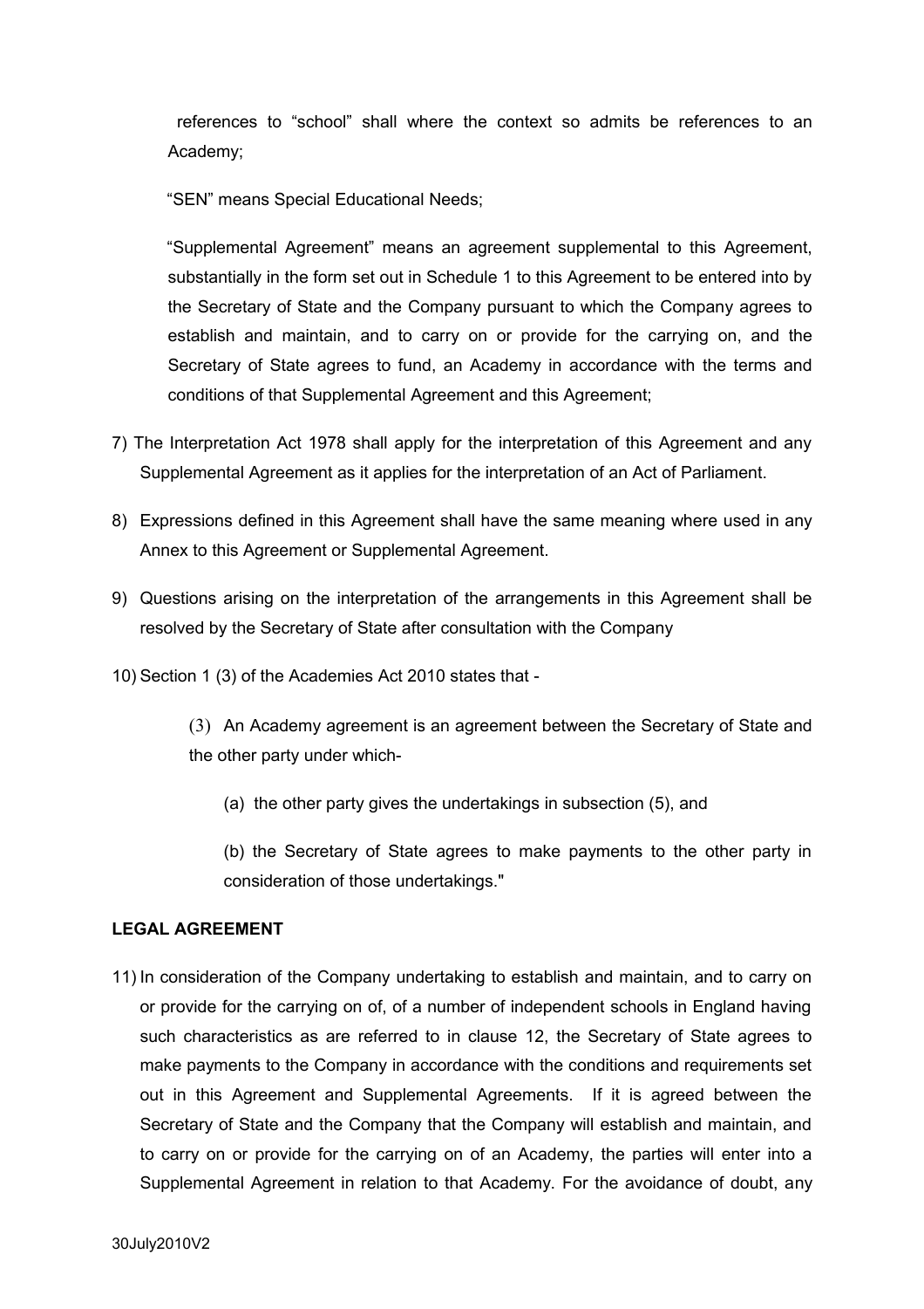references to "school" shall where the context so admits be references to an Academy;

"SEN" means Special Educational Needs;

"Supplemental Agreement" means an agreement supplemental to this Agreement, substantially in the form set out in Schedule 1 to this Agreement to be entered into by the Secretary of State and the Company pursuant to which the Company agrees to establish and maintain, and to carry on or provide for the carrying on, and the Secretary of State agrees to fund, an Academy in accordance with the terms and conditions of that Supplemental Agreement and this Agreement;

7) The Interpretation Act 1978 shall apply for the interpretation of this Agreement and any Supplemental Agreement as it applies for the interpretation of an Act of Parliament.

8) Expressions defined in this Agreement shall have the same meaning where used in any Annex to this Agreement or Supplemental Agreement.

9) Questions arising on the interpretation of the arrangements in this Agreement shall be resolved by the Secretary of State after consultation with the Company

10) Section 1 (3) of the Academies Act 2010 states that -

> (3) An Academy agreement is an agreement between the Secretary of State and the other party under which-
>
> (a) the other party gives the undertakings in subsection (5), and
>
> (b) the Secretary of State agrees to make payments to the other party in consideration of those undertakings."

**LEGAL AGREEMENT**

11) In consideration of the Company undertaking to establish and maintain, and to carry on or provide for the carrying on of, of a number of independent schools in England having such characteristics as are referred to in clause 12, the Secretary of State agrees to make payments to the Company in accordance with the conditions and requirements set out in this Agreement and Supplemental Agreements. If it is agreed between the Secretary of State and the Company that the Company will establish and maintain, and to carry on or provide for the carrying on of an Academy, the parties will enter into a Supplemental Agreement in relation to that Academy. For the avoidance of doubt, any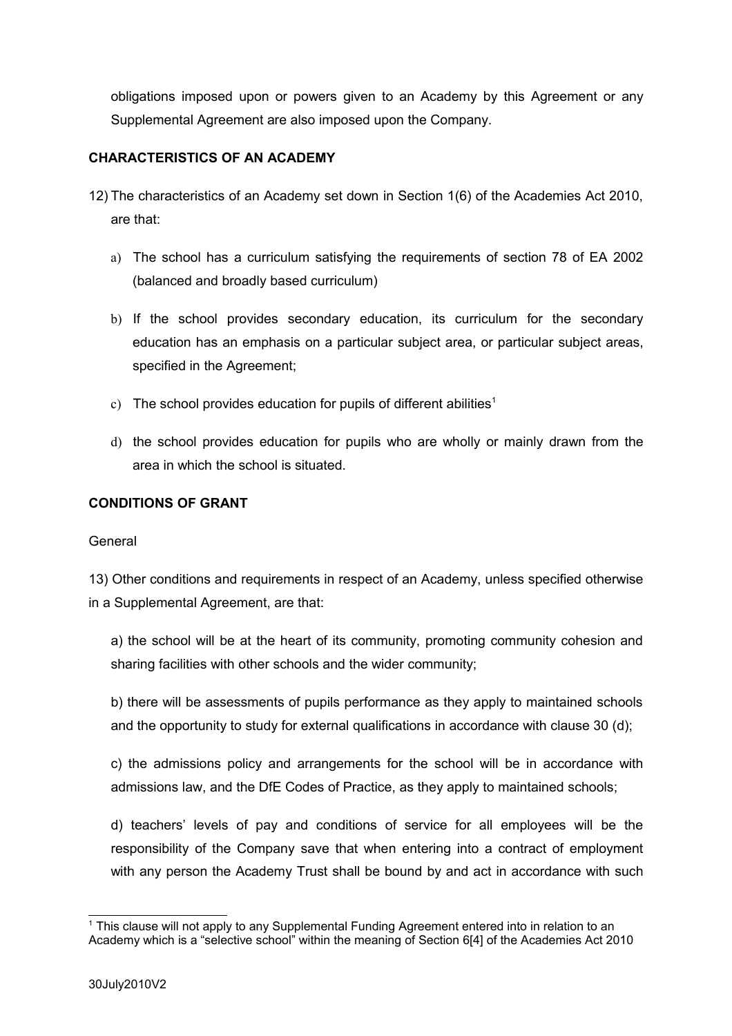obligations imposed upon or powers given to an Academy by this Agreement or any Supplemental Agreement are also imposed upon the Company.

**CHARACTERISTICS OF AN ACADEMY**

12) The characteristics of an Academy set down in Section 1(6) of the Academies Act 2010, are that:

a) The school has a curriculum satisfying the requirements of section 78 of EA 2002 (balanced and broadly based curriculum)

b) If the school provides secondary education, its curriculum for the secondary education has an emphasis on a particular subject area, or particular subject areas, specified in the Agreement;

c) The school provides education for pupils of different abilities[1]

d) the school provides education for pupils who are wholly or mainly drawn from the area in which the school is situated.

**CONDITIONS OF GRANT**

General

13) Other conditions and requirements in respect of an Academy, unless specified otherwise in a Supplemental Agreement, are that:

a) the school will be at the heart of its community, promoting community cohesion and sharing facilities with other schools and the wider community;

b) there will be assessments of pupils performance as they apply to maintained schools and the opportunity to study for external qualifications in accordance with clause 30 (d);

c) the admissions policy and arrangements for the school will be in accordance with admissions law, and the DfE Codes of Practice, as they apply to maintained schools;

d) teachers' levels of pay and conditions of service for all employees will be the responsibility of the Company save that when entering into a contract of employment with any person the Academy Trust shall be bound by and act in accordance with such

---

[1] This clause will not apply to any Supplemental Funding Agreement entered into in relation to an Academy which is a "selective school" within the meaning of Section 6[4] of the Academies Act 2010

30July2010V2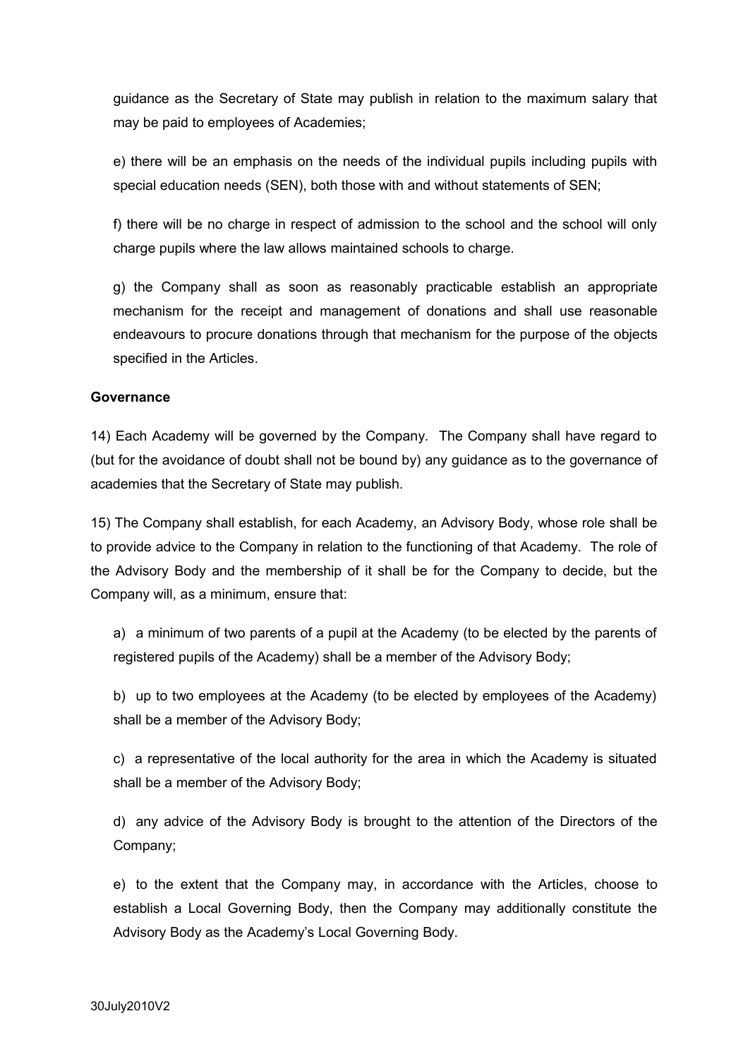guidance as the Secretary of State may publish in relation to the maximum salary that may be paid to employees of Academies;

e) there will be an emphasis on the needs of the individual pupils including pupils with special education needs (SEN), both those with and without statements of SEN;

f) there will be no charge in respect of admission to the school and the school will only charge pupils where the law allows maintained schools to charge.

g) the Company shall as soon as reasonably practicable establish an appropriate mechanism for the receipt and management of donations and shall use reasonable endeavours to procure donations through that mechanism for the purpose of the objects specified in the Articles.

**Governance**

14) Each Academy will be governed by the Company. The Company shall have regard to (but for the avoidance of doubt shall not be bound by) any guidance as to the governance of academies that the Secretary of State may publish.

15) The Company shall establish, for each Academy, an Advisory Body, whose role shall be to provide advice to the Company in relation to the functioning of that Academy. The role of the Advisory Body and the membership of it shall be for the Company to decide, but the Company will, as a minimum, ensure that:

a) a minimum of two parents of a pupil at the Academy (to be elected by the parents of registered pupils of the Academy) shall be a member of the Advisory Body;

b) up to two employees at the Academy (to be elected by employees of the Academy) shall be a member of the Advisory Body;

c) a representative of the local authority for the area in which the Academy is situated shall be a member of the Advisory Body;

d) any advice of the Advisory Body is brought to the attention of the Directors of the Company;

e) to the extent that the Company may, in accordance with the Articles, choose to establish a Local Governing Body, then the Company may additionally constitute the Advisory Body as the Academy's Local Governing Body.

30July2010V2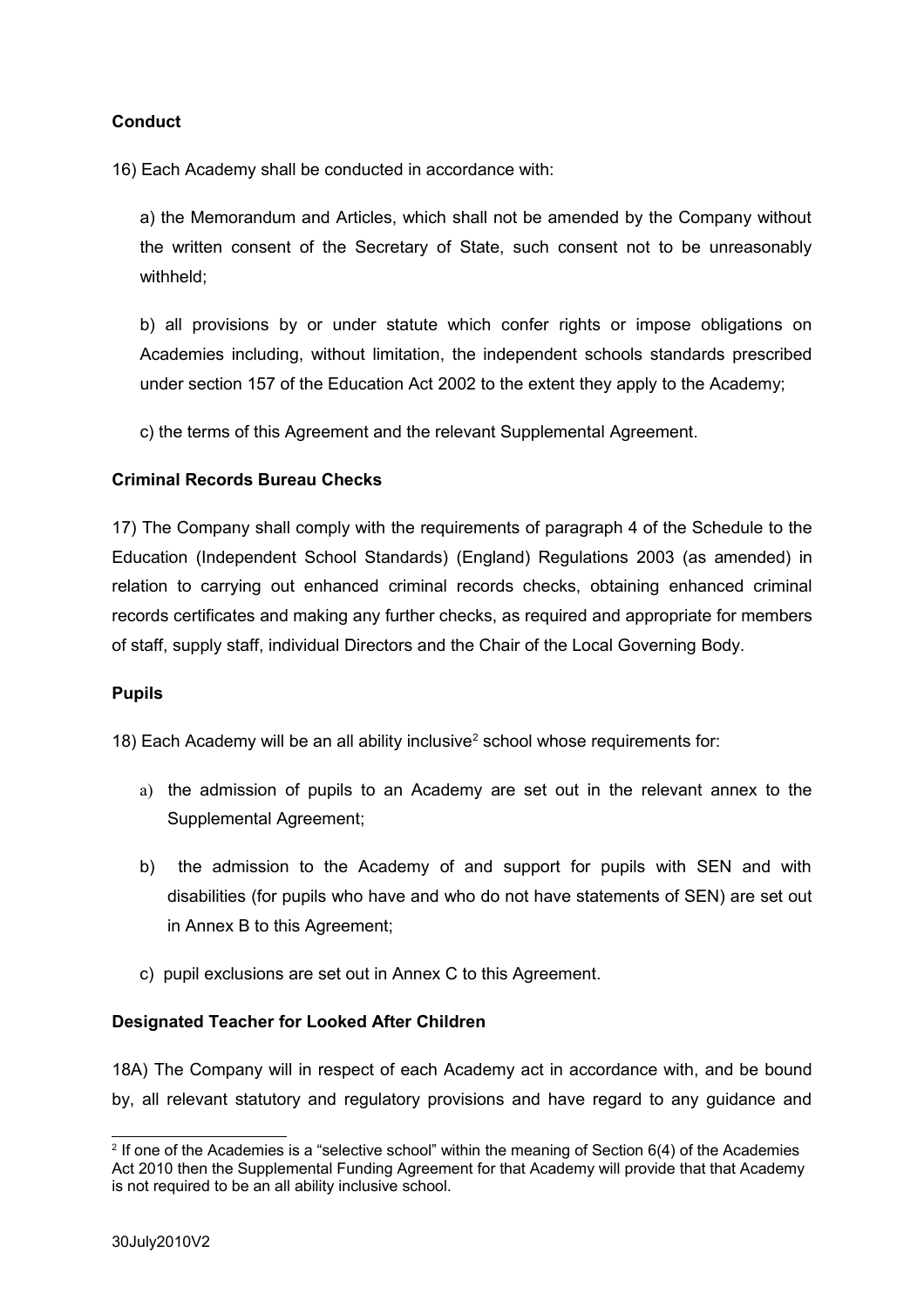**Conduct**

16) Each Academy shall be conducted in accordance with:

a) the Memorandum and Articles, which shall not be amended by the Company without the written consent of the Secretary of State, such consent not to be unreasonably withheld;

b) all provisions by or under statute which confer rights or impose obligations on Academies including, without limitation, the independent schools standards prescribed under section 157 of the Education Act 2002 to the extent they apply to the Academy;

c) the terms of this Agreement and the relevant Supplemental Agreement.

**Criminal Records Bureau Checks**

17) The Company shall comply with the requirements of paragraph 4 of the Schedule to the Education (Independent School Standards) (England) Regulations 2003 (as amended) in relation to carrying out enhanced criminal records checks, obtaining enhanced criminal records certificates and making any further checks, as required and appropriate for members of staff, supply staff, individual Directors and the Chair of the Local Governing Body.

**Pupils**

18) Each Academy will be an all ability inclusive[2] school whose requirements for:

a) the admission of pupils to an Academy are set out in the relevant annex to the Supplemental Agreement;

b) the admission to the Academy of and support for pupils with SEN and with disabilities (for pupils who have and who do not have statements of SEN) are set out in Annex B to this Agreement;

c) pupil exclusions are set out in Annex C to this Agreement.

**Designated Teacher for Looked After Children**

18A) The Company will in respect of each Academy act in accordance with, and be bound by, all relevant statutory and regulatory provisions and have regard to any guidance and

[2] If one of the Academies is a "selective school" within the meaning of Section 6(4) of the Academies Act 2010 then the Supplemental Funding Agreement for that Academy will provide that that Academy is not required to be an all ability inclusive school.

30July2010V2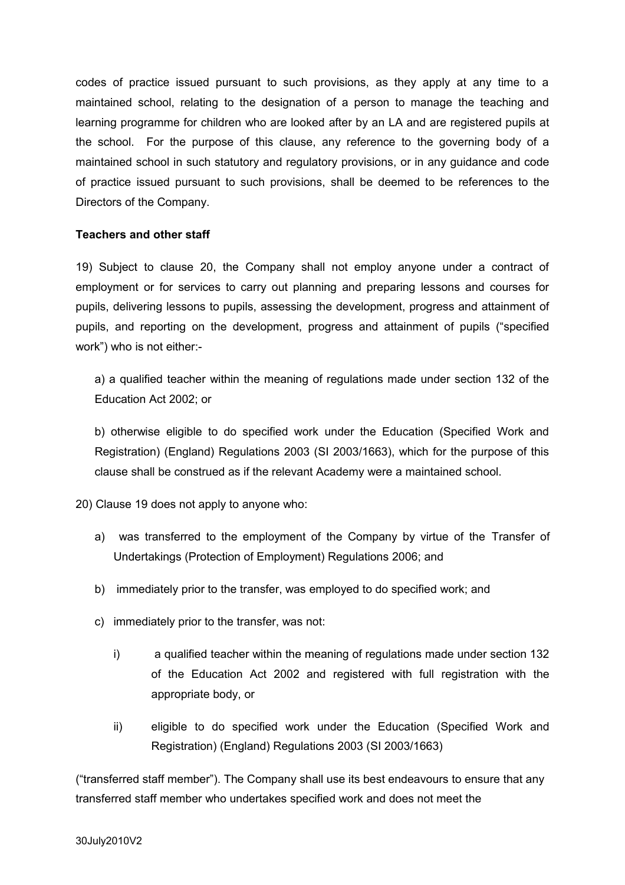codes of practice issued pursuant to such provisions, as they apply at any time to a maintained school, relating to the designation of a person to manage the teaching and learning programme for children who are looked after by an LA and are registered pupils at the school. For the purpose of this clause, any reference to the governing body of a maintained school in such statutory and regulatory provisions, or in any guidance and code of practice issued pursuant to such provisions, shall be deemed to be references to the Directors of the Company.

**Teachers and other staff**

19) Subject to clause 20, the Company shall not employ anyone under a contract of employment or for services to carry out planning and preparing lessons and courses for pupils, delivering lessons to pupils, assessing the development, progress and attainment of pupils, and reporting on the development, progress and attainment of pupils ("specified work") who is not either:-

a) a qualified teacher within the meaning of regulations made under section 132 of the Education Act 2002; or

b) otherwise eligible to do specified work under the Education (Specified Work and Registration) (England) Regulations 2003 (SI 2003/1663), which for the purpose of this clause shall be construed as if the relevant Academy were a maintained school.

20) Clause 19 does not apply to anyone who:

a) was transferred to the employment of the Company by virtue of the Transfer of Undertakings (Protection of Employment) Regulations 2006; and

b) immediately prior to the transfer, was employed to do specified work; and

c) immediately prior to the transfer, was not:

   i) a qualified teacher within the meaning of regulations made under section 132 of the Education Act 2002 and registered with full registration with the appropriate body, or

   ii) eligible to do specified work under the Education (Specified Work and Registration) (England) Regulations 2003 (SI 2003/1663)

("transferred staff member"). The Company shall use its best endeavours to ensure that any transferred staff member who undertakes specified work and does not meet the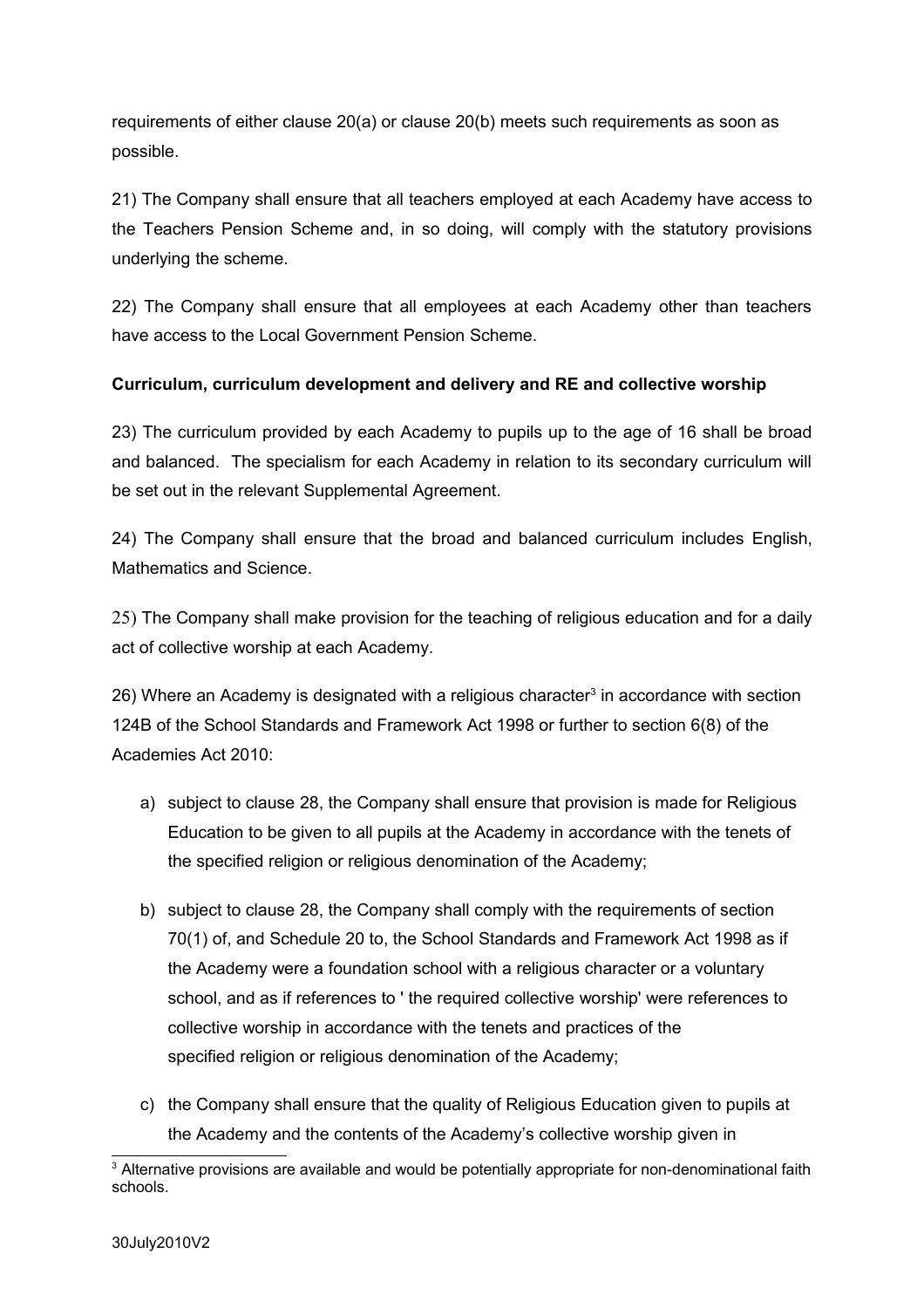requirements of either clause 20(a) or clause 20(b) meets such requirements as soon as possible.

21) The Company shall ensure that all teachers employed at each Academy have access to the Teachers Pension Scheme and, in so doing, will comply with the statutory provisions underlying the scheme.

22) The Company shall ensure that all employees at each Academy other than teachers have access to the Local Government Pension Scheme.

**Curriculum, curriculum development and delivery and RE and collective worship**

23) The curriculum provided by each Academy to pupils up to the age of 16 shall be broad and balanced. The specialism for each Academy in relation to its secondary curriculum will be set out in the relevant Supplemental Agreement.

24) The Company shall ensure that the broad and balanced curriculum includes English, Mathematics and Science.

25) The Company shall make provision for the teaching of religious education and for a daily act of collective worship at each Academy.

26) Where an Academy is designated with a religious character[3] in accordance with section 124B of the School Standards and Framework Act 1998 or further to section 6(8) of the Academies Act 2010:

a) subject to clause 28, the Company shall ensure that provision is made for Religious Education to be given to all pupils at the Academy in accordance with the tenets of the specified religion or religious denomination of the Academy;

b) subject to clause 28, the Company shall comply with the requirements of section 70(1) of, and Schedule 20 to, the School Standards and Framework Act 1998 as if the Academy were a foundation school with a religious character or a voluntary school, and as if references to ' the required collective worship' were references to collective worship in accordance with the tenets and practices of the specified religion or religious denomination of the Academy;

c) the Company shall ensure that the quality of Religious Education given to pupils at the Academy and the contents of the Academy's collective worship given in

[3] Alternative provisions are available and would be potentially appropriate for non-denominational faith schools.

30July2010V2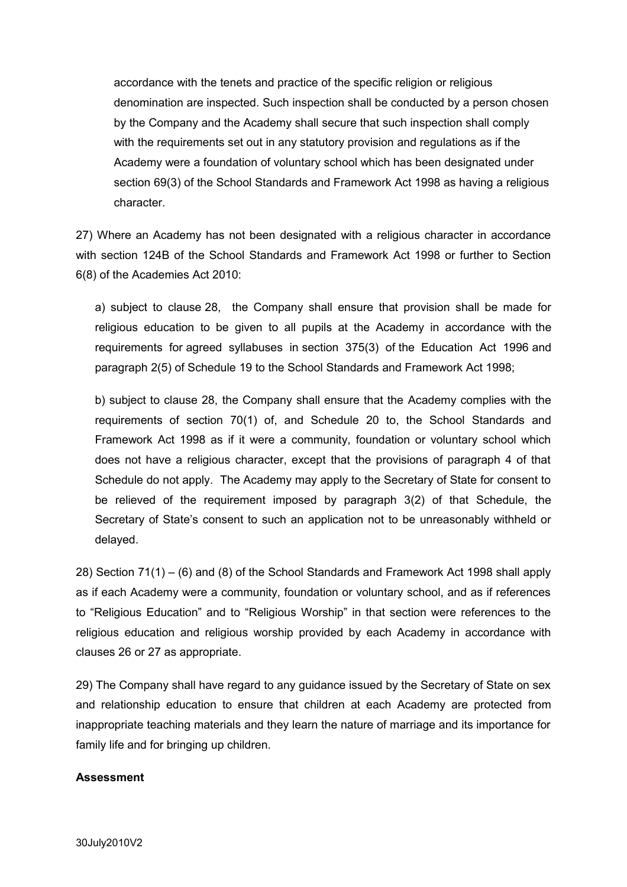accordance with the tenets and practice of the specific religion or religious denomination are inspected. Such inspection shall be conducted by a person chosen by the Company and the Academy shall secure that such inspection shall comply with the requirements set out in any statutory provision and regulations as if the Academy were a foundation of voluntary school which has been designated under section 69(3) of the School Standards and Framework Act 1998 as having a religious character.

27) Where an Academy has not been designated with a religious character in accordance with section 124B of the School Standards and Framework Act 1998 or further to Section 6(8) of the Academies Act 2010:

a) subject to clause 28, the Company shall ensure that provision shall be made for religious education to be given to all pupils at the Academy in accordance with the requirements for agreed syllabuses in section 375(3) of the Education Act 1996 and paragraph 2(5) of Schedule 19 to the School Standards and Framework Act 1998;

b) subject to clause 28, the Company shall ensure that the Academy complies with the requirements of section 70(1) of, and Schedule 20 to, the School Standards and Framework Act 1998 as if it were a community, foundation or voluntary school which does not have a religious character, except that the provisions of paragraph 4 of that Schedule do not apply. The Academy may apply to the Secretary of State for consent to be relieved of the requirement imposed by paragraph 3(2) of that Schedule, the Secretary of State's consent to such an application not to be unreasonably withheld or delayed.

28) Section 71(1) – (6) and (8) of the School Standards and Framework Act 1998 shall apply as if each Academy were a community, foundation or voluntary school, and as if references to "Religious Education" and to "Religious Worship" in that section were references to the religious education and religious worship provided by each Academy in accordance with clauses 26 or 27 as appropriate.

29) The Company shall have regard to any guidance issued by the Secretary of State on sex and relationship education to ensure that children at each Academy are protected from inappropriate teaching materials and they learn the nature of marriage and its importance for family life and for bringing up children.

**Assessment**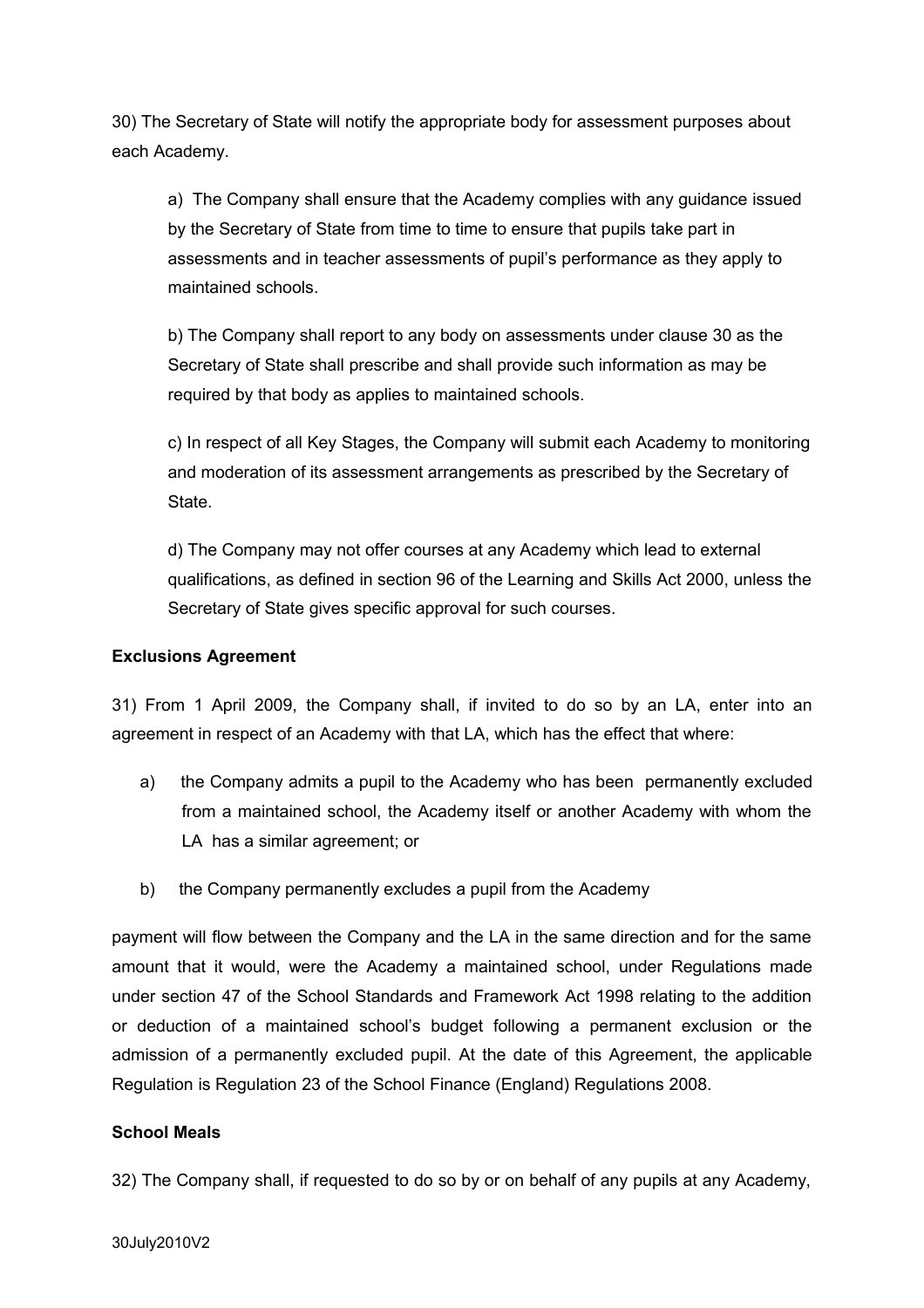30) The Secretary of State will notify the appropriate body for assessment purposes about each Academy.

a) The Company shall ensure that the Academy complies with any guidance issued by the Secretary of State from time to time to ensure that pupils take part in assessments and in teacher assessments of pupil's performance as they apply to maintained schools.

b) The Company shall report to any body on assessments under clause 30 as the Secretary of State shall prescribe and shall provide such information as may be required by that body as applies to maintained schools.

c) In respect of all Key Stages, the Company will submit each Academy to monitoring and moderation of its assessment arrangements as prescribed by the Secretary of State.

d) The Company may not offer courses at any Academy which lead to external qualifications, as defined in section 96 of the Learning and Skills Act 2000, unless the Secretary of State gives specific approval for such courses.

**Exclusions Agreement**

31) From 1 April 2009, the Company shall, if invited to do so by an LA, enter into an agreement in respect of an Academy with that LA, which has the effect that where:

a) the Company admits a pupil to the Academy who has been permanently excluded from a maintained school, the Academy itself or another Academy with whom the LA has a similar agreement; or

b) the Company permanently excludes a pupil from the Academy

payment will flow between the Company and the LA in the same direction and for the same amount that it would, were the Academy a maintained school, under Regulations made under section 47 of the School Standards and Framework Act 1998 relating to the addition or deduction of a maintained school's budget following a permanent exclusion or the admission of a permanently excluded pupil. At the date of this Agreement, the applicable Regulation is Regulation 23 of the School Finance (England) Regulations 2008.

**School Meals**

32) The Company shall, if requested to do so by or on behalf of any pupils at any Academy,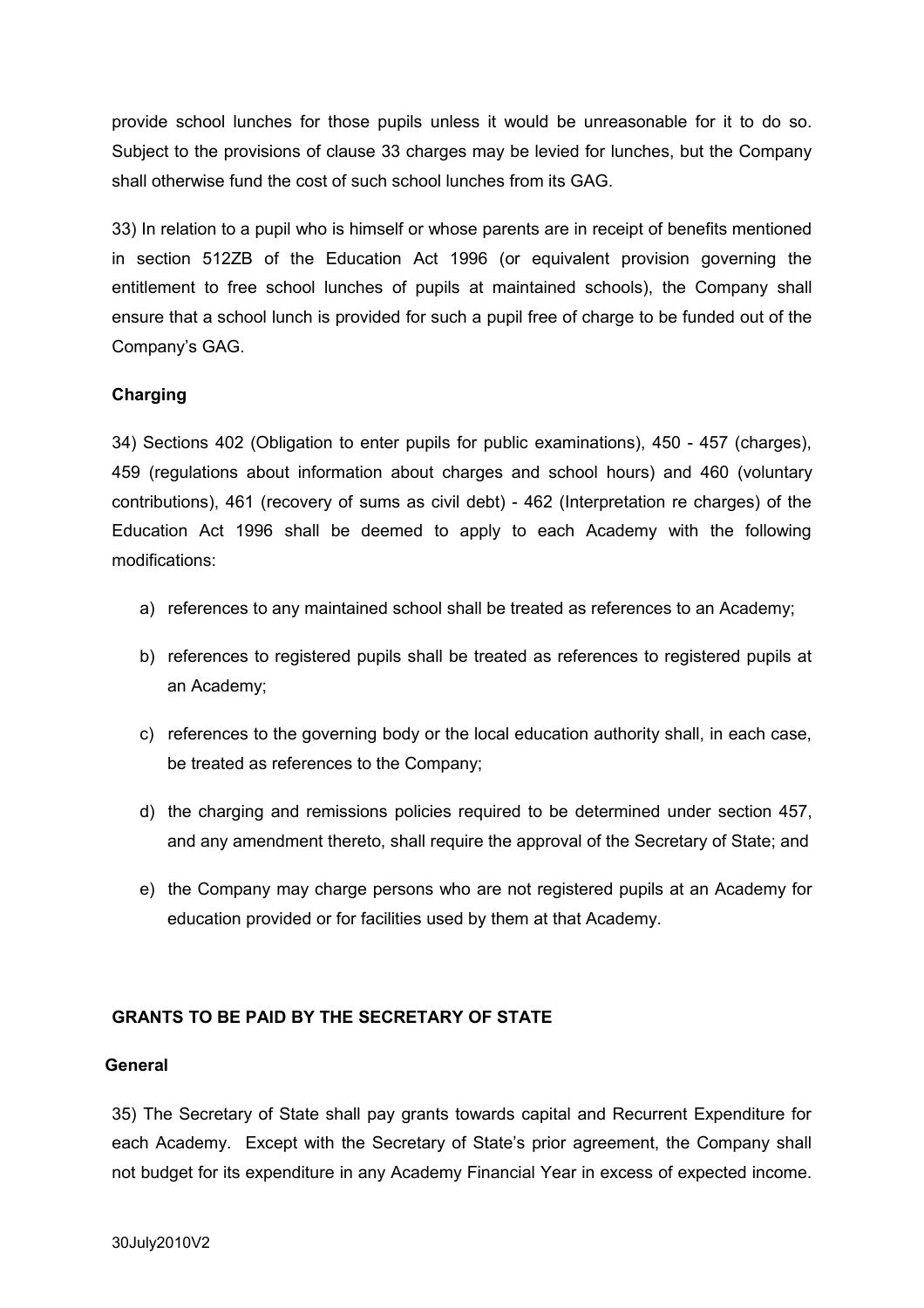provide school lunches for those pupils unless it would be unreasonable for it to do so. Subject to the provisions of clause 33 charges may be levied for lunches, but the Company shall otherwise fund the cost of such school lunches from its GAG.

33) In relation to a pupil who is himself or whose parents are in receipt of benefits mentioned in section 512ZB of the Education Act 1996 (or equivalent provision governing the entitlement to free school lunches of pupils at maintained schools), the Company shall ensure that a school lunch is provided for such a pupil free of charge to be funded out of the Company's GAG.

**Charging**

34) Sections 402 (Obligation to enter pupils for public examinations), 450 - 457 (charges), 459 (regulations about information about charges and school hours) and 460 (voluntary contributions), 461 (recovery of sums as civil debt) - 462 (Interpretation re charges) of the Education Act 1996 shall be deemed to apply to each Academy with the following modifications:

a) references to any maintained school shall be treated as references to an Academy;

b) references to registered pupils shall be treated as references to registered pupils at an Academy;

c) references to the governing body or the local education authority shall, in each case, be treated as references to the Company;

d) the charging and remissions policies required to be determined under section 457, and any amendment thereto, shall require the approval of the Secretary of State; and

e) the Company may charge persons who are not registered pupils at an Academy for education provided or for facilities used by them at that Academy.

**GRANTS TO BE PAID BY THE SECRETARY OF STATE**

**General**

35) The Secretary of State shall pay grants towards capital and Recurrent Expenditure for each Academy. Except with the Secretary of State's prior agreement, the Company shall not budget for its expenditure in any Academy Financial Year in excess of expected income.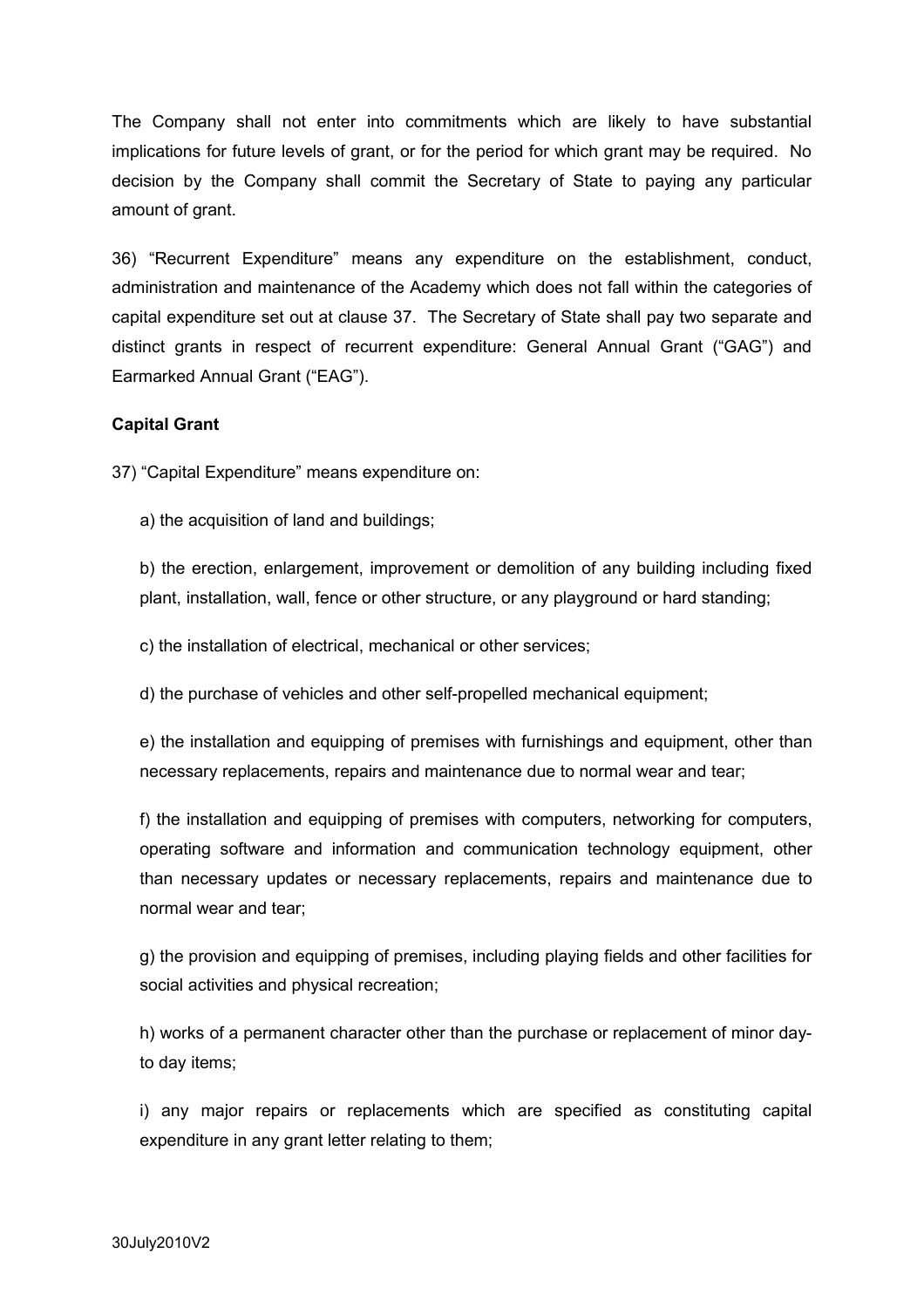The Company shall not enter into commitments which are likely to have substantial implications for future levels of grant, or for the period for which grant may be required. No decision by the Company shall commit the Secretary of State to paying any particular amount of grant.

36) “Recurrent Expenditure” means any expenditure on the establishment, conduct, administration and maintenance of the Academy which does not fall within the categories of capital expenditure set out at clause 37. The Secretary of State shall pay two separate and distinct grants in respect of recurrent expenditure: General Annual Grant (“GAG”) and Earmarked Annual Grant (“EAG”).

**Capital Grant**

37) “Capital Expenditure” means expenditure on:

a) the acquisition of land and buildings;

b) the erection, enlargement, improvement or demolition of any building including fixed plant, installation, wall, fence or other structure, or any playground or hard standing;

c) the installation of electrical, mechanical or other services;

d) the purchase of vehicles and other self-propelled mechanical equipment;

e) the installation and equipping of premises with furnishings and equipment, other than necessary replacements, repairs and maintenance due to normal wear and tear;

f) the installation and equipping of premises with computers, networking for computers, operating software and information and communication technology equipment, other than necessary updates or necessary replacements, repairs and maintenance due to normal wear and tear;

g) the provision and equipping of premises, including playing fields and other facilities for social activities and physical recreation;

h) works of a permanent character other than the purchase or replacement of minor day-to day items;

i) any major repairs or replacements which are specified as constituting capital expenditure in any grant letter relating to them;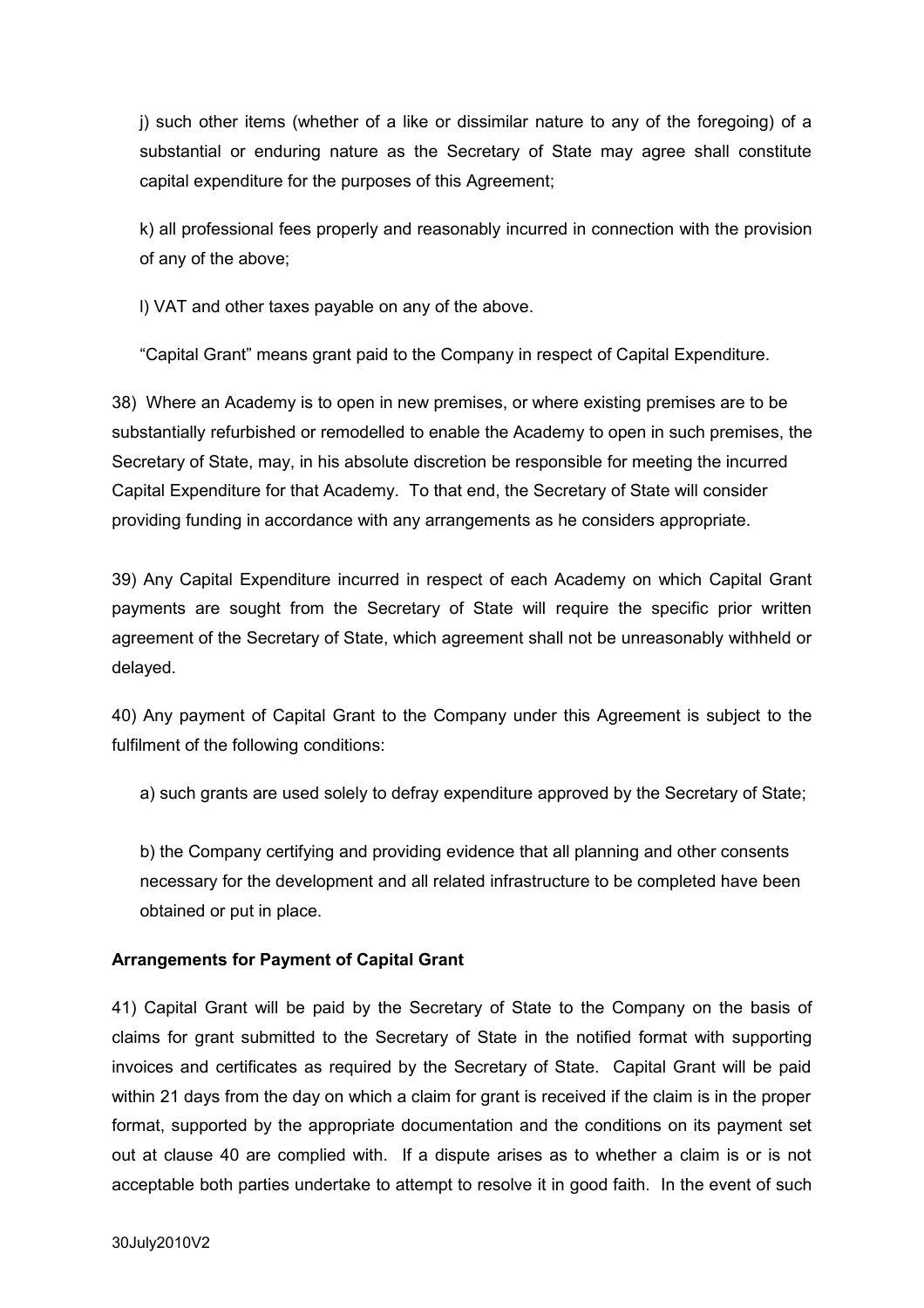j) such other items (whether of a like or dissimilar nature to any of the foregoing) of a substantial or enduring nature as the Secretary of State may agree shall constitute capital expenditure for the purposes of this Agreement;

k) all professional fees properly and reasonably incurred in connection with the provision of any of the above;

l) VAT and other taxes payable on any of the above.

"Capital Grant" means grant paid to the Company in respect of Capital Expenditure.

38) Where an Academy is to open in new premises, or where existing premises are to be substantially refurbished or remodelled to enable the Academy to open in such premises, the Secretary of State, may, in his absolute discretion be responsible for meeting the incurred Capital Expenditure for that Academy. To that end, the Secretary of State will consider providing funding in accordance with any arrangements as he considers appropriate.

39) Any Capital Expenditure incurred in respect of each Academy on which Capital Grant payments are sought from the Secretary of State will require the specific prior written agreement of the Secretary of State, which agreement shall not be unreasonably withheld or delayed.

40) Any payment of Capital Grant to the Company under this Agreement is subject to the fulfilment of the following conditions:

a) such grants are used solely to defray expenditure approved by the Secretary of State;

b) the Company certifying and providing evidence that all planning and other consents necessary for the development and all related infrastructure to be completed have been obtained or put in place.

**Arrangements for Payment of Capital Grant**

41) Capital Grant will be paid by the Secretary of State to the Company on the basis of claims for grant submitted to the Secretary of State in the notified format with supporting invoices and certificates as required by the Secretary of State. Capital Grant will be paid within 21 days from the day on which a claim for grant is received if the claim is in the proper format, supported by the appropriate documentation and the conditions on its payment set out at clause 40 are complied with. If a dispute arises as to whether a claim is or is not acceptable both parties undertake to attempt to resolve it in good faith. In the event of such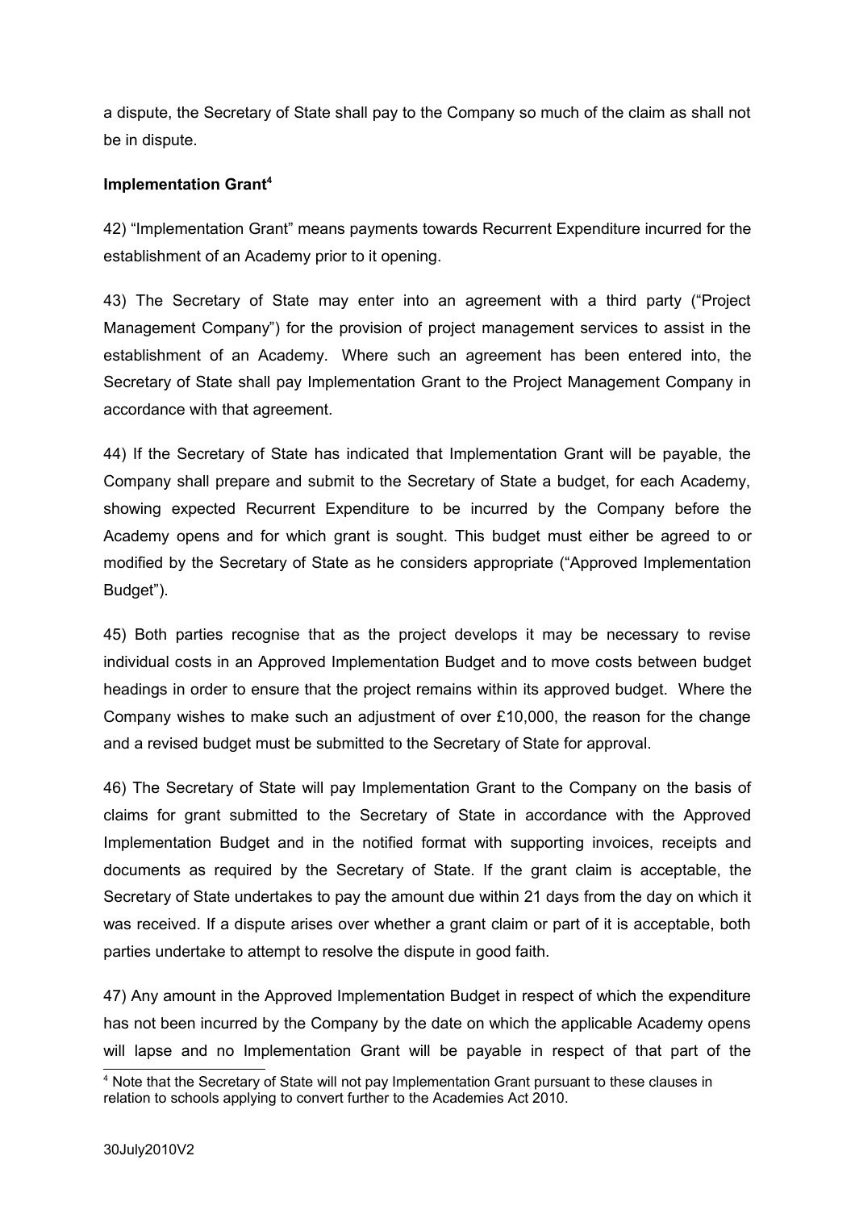a dispute, the Secretary of State shall pay to the Company so much of the claim as shall not be in dispute.

**Implementation Grant**[4]

42) "Implementation Grant" means payments towards Recurrent Expenditure incurred for the establishment of an Academy prior to it opening.

43) The Secretary of State may enter into an agreement with a third party ("Project Management Company") for the provision of project management services to assist in the establishment of an Academy. Where such an agreement has been entered into, the Secretary of State shall pay Implementation Grant to the Project Management Company in accordance with that agreement.

44) If the Secretary of State has indicated that Implementation Grant will be payable, the Company shall prepare and submit to the Secretary of State a budget, for each Academy, showing expected Recurrent Expenditure to be incurred by the Company before the Academy opens and for which grant is sought. This budget must either be agreed to or modified by the Secretary of State as he considers appropriate ("Approved Implementation Budget").

45) Both parties recognise that as the project develops it may be necessary to revise individual costs in an Approved Implementation Budget and to move costs between budget headings in order to ensure that the project remains within its approved budget. Where the Company wishes to make such an adjustment of over £10,000, the reason for the change and a revised budget must be submitted to the Secretary of State for approval.

46) The Secretary of State will pay Implementation Grant to the Company on the basis of claims for grant submitted to the Secretary of State in accordance with the Approved Implementation Budget and in the notified format with supporting invoices, receipts and documents as required by the Secretary of State. If the grant claim is acceptable, the Secretary of State undertakes to pay the amount due within 21 days from the day on which it was received. If a dispute arises over whether a grant claim or part of it is acceptable, both parties undertake to attempt to resolve the dispute in good faith.

47) Any amount in the Approved Implementation Budget in respect of which the expenditure has not been incurred by the Company by the date on which the applicable Academy opens will lapse and no Implementation Grant will be payable in respect of that part of the

[4] Note that the Secretary of State will not pay Implementation Grant pursuant to these clauses in relation to schools applying to convert further to the Academies Act 2010.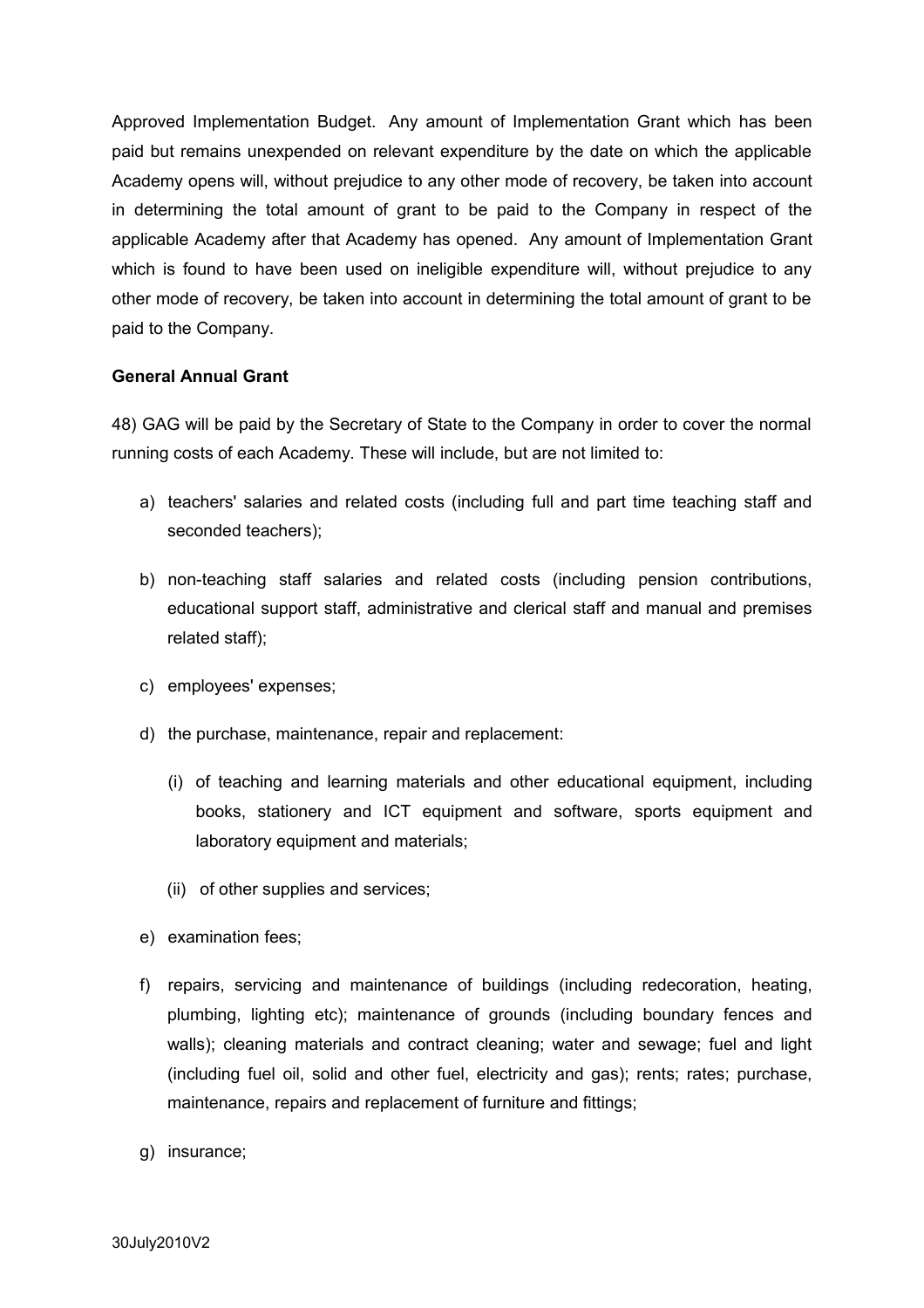Approved Implementation Budget. Any amount of Implementation Grant which has been paid but remains unexpended on relevant expenditure by the date on which the applicable Academy opens will, without prejudice to any other mode of recovery, be taken into account in determining the total amount of grant to be paid to the Company in respect of the applicable Academy after that Academy has opened. Any amount of Implementation Grant which is found to have been used on ineligible expenditure will, without prejudice to any other mode of recovery, be taken into account in determining the total amount of grant to be paid to the Company.

**General Annual Grant**

48) GAG will be paid by the Secretary of State to the Company in order to cover the normal running costs of each Academy. These will include, but are not limited to:

a) teachers' salaries and related costs (including full and part time teaching staff and seconded teachers);

b) non-teaching staff salaries and related costs (including pension contributions, educational support staff, administrative and clerical staff and manual and premises related staff);

c) employees' expenses;

d) the purchase, maintenance, repair and replacement:

   (i) of teaching and learning materials and other educational equipment, including books, stationery and ICT equipment and software, sports equipment and laboratory equipment and materials;

   (ii) of other supplies and services;

e) examination fees;

f) repairs, servicing and maintenance of buildings (including redecoration, heating, plumbing, lighting etc); maintenance of grounds (including boundary fences and walls); cleaning materials and contract cleaning; water and sewage; fuel and light (including fuel oil, solid and other fuel, electricity and gas); rents; rates; purchase, maintenance, repairs and replacement of furniture and fittings;

g) insurance;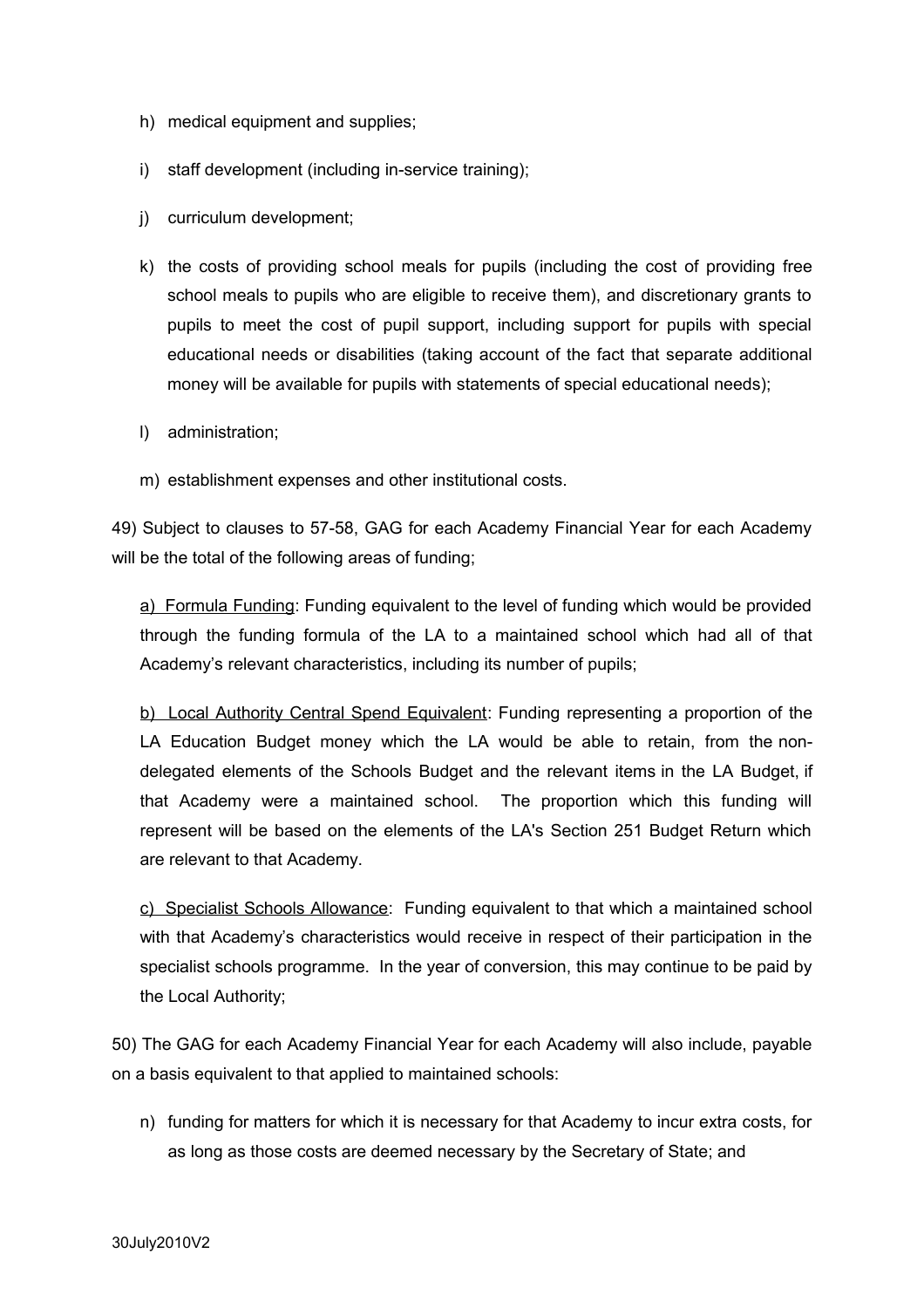h) medical equipment and supplies;

i) staff development (including in-service training);

j) curriculum development;

k) the costs of providing school meals for pupils (including the cost of providing free school meals to pupils who are eligible to receive them), and discretionary grants to pupils to meet the cost of pupil support, including support for pupils with special educational needs or disabilities (taking account of the fact that separate additional money will be available for pupils with statements of special educational needs);

l) administration;

m) establishment expenses and other institutional costs.

49) Subject to clauses to 57-58, GAG for each Academy Financial Year for each Academy will be the total of the following areas of funding;

a) Formula Funding: Funding equivalent to the level of funding which would be provided through the funding formula of the LA to a maintained school which had all of that Academy's relevant characteristics, including its number of pupils;

b) Local Authority Central Spend Equivalent: Funding representing a proportion of the LA Education Budget money which the LA would be able to retain, from the non-delegated elements of the Schools Budget and the relevant items in the LA Budget, if that Academy were a maintained school. The proportion which this funding will represent will be based on the elements of the LA's Section 251 Budget Return which are relevant to that Academy.

c) Specialist Schools Allowance: Funding equivalent to that which a maintained school with that Academy's characteristics would receive in respect of their participation in the specialist schools programme. In the year of conversion, this may continue to be paid by the Local Authority;

50) The GAG for each Academy Financial Year for each Academy will also include, payable on a basis equivalent to that applied to maintained schools:

n) funding for matters for which it is necessary for that Academy to incur extra costs, for as long as those costs are deemed necessary by the Secretary of State; and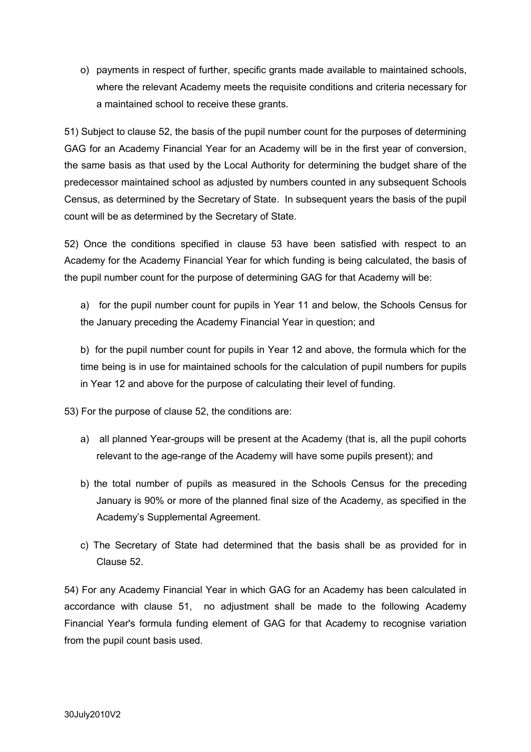o) payments in respect of further, specific grants made available to maintained schools, where the relevant Academy meets the requisite conditions and criteria necessary for a maintained school to receive these grants.

51) Subject to clause 52, the basis of the pupil number count for the purposes of determining GAG for an Academy Financial Year for an Academy will be in the first year of conversion, the same basis as that used by the Local Authority for determining the budget share of the predecessor maintained school as adjusted by numbers counted in any subsequent Schools Census, as determined by the Secretary of State. In subsequent years the basis of the pupil count will be as determined by the Secretary of State.

52) Once the conditions specified in clause 53 have been satisfied with respect to an Academy for the Academy Financial Year for which funding is being calculated, the basis of the pupil number count for the purpose of determining GAG for that Academy will be:

a) for the pupil number count for pupils in Year 11 and below, the Schools Census for the January preceding the Academy Financial Year in question; and

b) for the pupil number count for pupils in Year 12 and above, the formula which for the time being is in use for maintained schools for the calculation of pupil numbers for pupils in Year 12 and above for the purpose of calculating their level of funding.

53) For the purpose of clause 52, the conditions are:

a) all planned Year-groups will be present at the Academy (that is, all the pupil cohorts relevant to the age-range of the Academy will have some pupils present); and

b) the total number of pupils as measured in the Schools Census for the preceding January is 90% or more of the planned final size of the Academy, as specified in the Academy's Supplemental Agreement.

c) The Secretary of State had determined that the basis shall be as provided for in Clause 52.

54) For any Academy Financial Year in which GAG for an Academy has been calculated in accordance with clause 51, no adjustment shall be made to the following Academy Financial Year's formula funding element of GAG for that Academy to recognise variation from the pupil count basis used.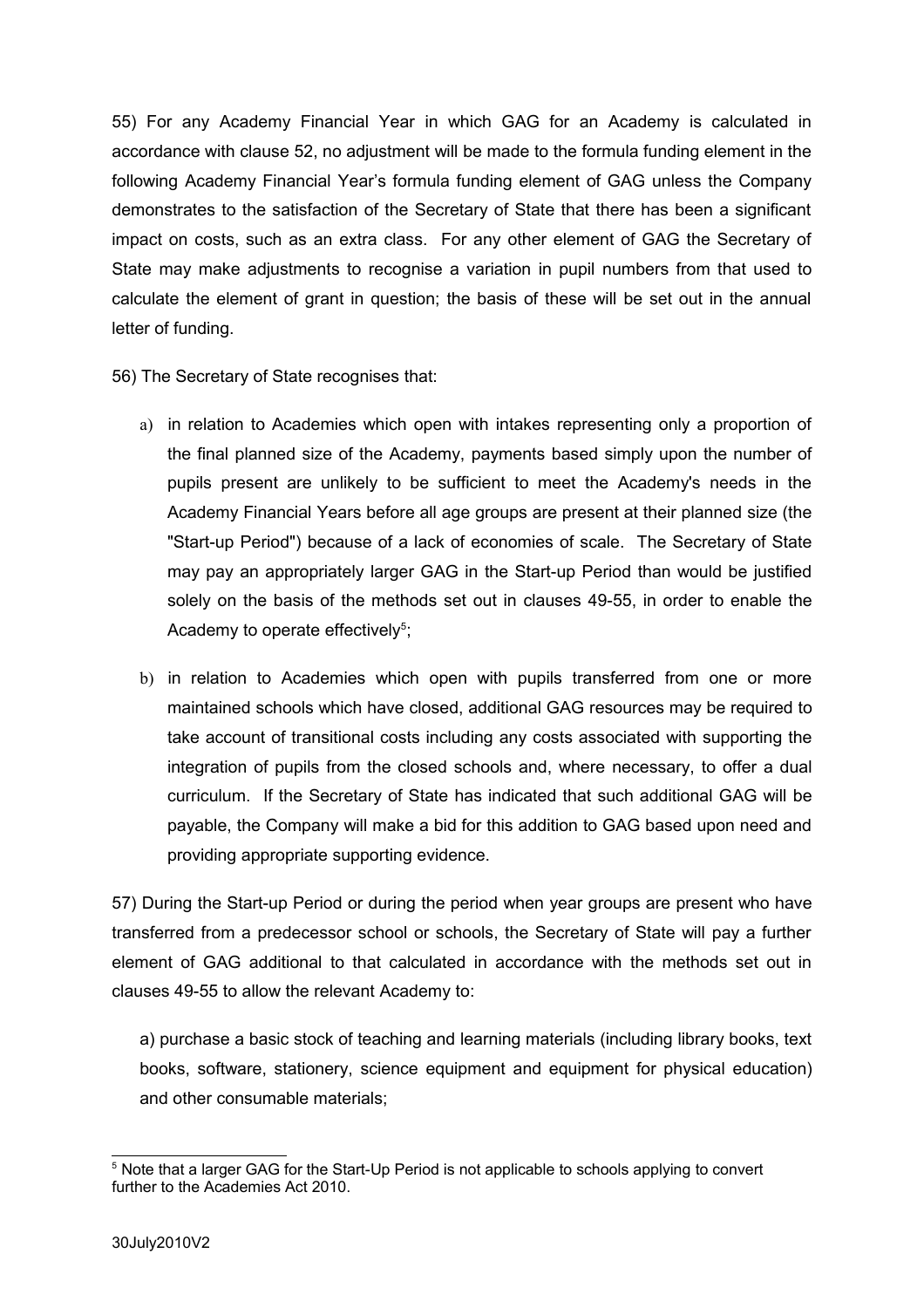55) For any Academy Financial Year in which GAG for an Academy is calculated in accordance with clause 52, no adjustment will be made to the formula funding element in the following Academy Financial Year's formula funding element of GAG unless the Company demonstrates to the satisfaction of the Secretary of State that there has been a significant impact on costs, such as an extra class. For any other element of GAG the Secretary of State may make adjustments to recognise a variation in pupil numbers from that used to calculate the element of grant in question; the basis of these will be set out in the annual letter of funding.

56) The Secretary of State recognises that:

a) in relation to Academies which open with intakes representing only a proportion of the final planned size of the Academy, payments based simply upon the number of pupils present are unlikely to be sufficient to meet the Academy's needs in the Academy Financial Years before all age groups are present at their planned size (the "Start-up Period") because of a lack of economies of scale. The Secretary of State may pay an appropriately larger GAG in the Start-up Period than would be justified solely on the basis of the methods set out in clauses 49-55, in order to enable the Academy to operate effectively[5];

b) in relation to Academies which open with pupils transferred from one or more maintained schools which have closed, additional GAG resources may be required to take account of transitional costs including any costs associated with supporting the integration of pupils from the closed schools and, where necessary, to offer a dual curriculum. If the Secretary of State has indicated that such additional GAG will be payable, the Company will make a bid for this addition to GAG based upon need and providing appropriate supporting evidence.

57) During the Start-up Period or during the period when year groups are present who have transferred from a predecessor school or schools, the Secretary of State will pay a further element of GAG additional to that calculated in accordance with the methods set out in clauses 49-55 to allow the relevant Academy to:

a) purchase a basic stock of teaching and learning materials (including library books, text books, software, stationery, science equipment and equipment for physical education) and other consumable materials;

[5] Note that a larger GAG for the Start-Up Period is not applicable to schools applying to convert further to the Academies Act 2010.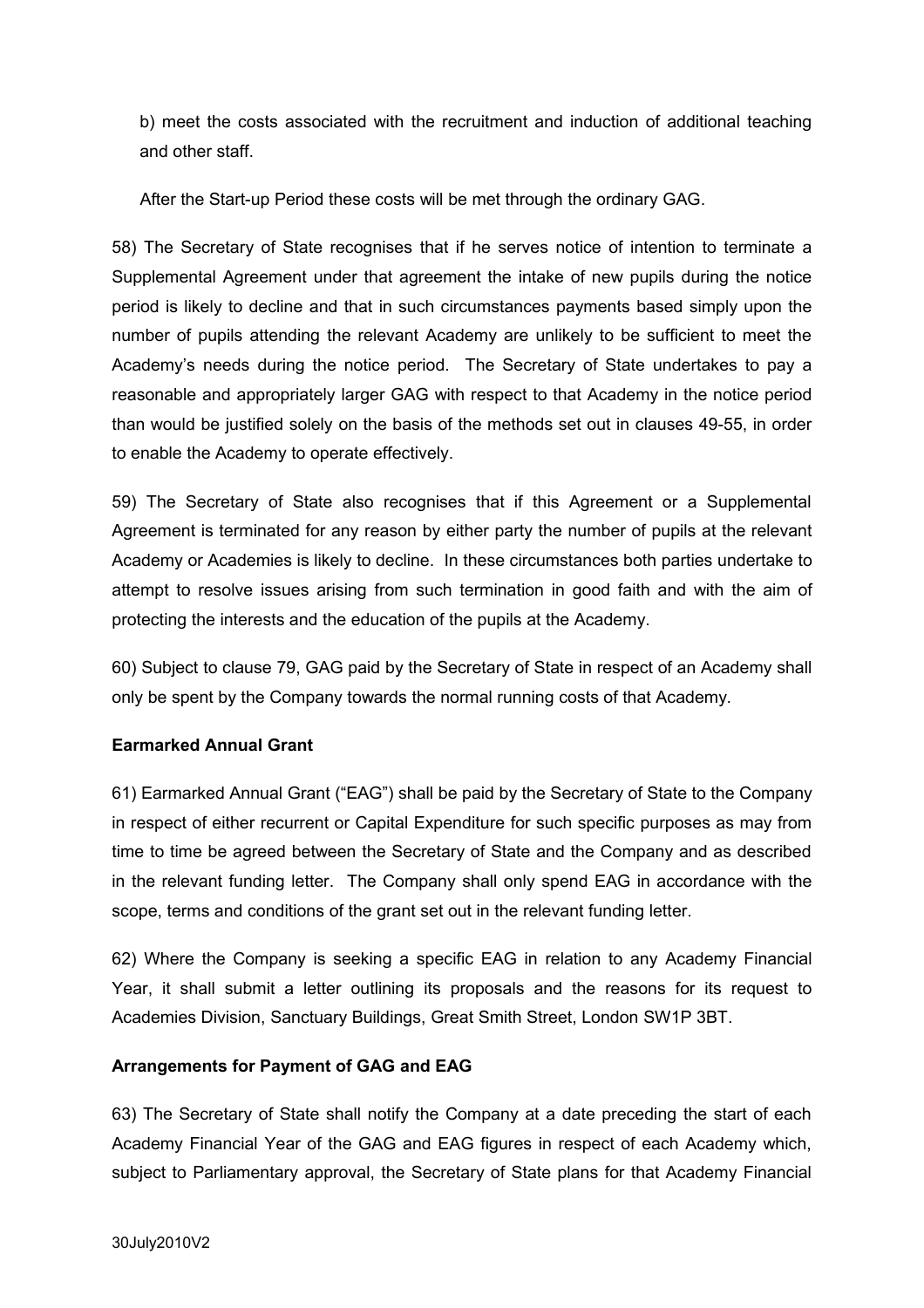b) meet the costs associated with the recruitment and induction of additional teaching and other staff.

After the Start-up Period these costs will be met through the ordinary GAG.

58) The Secretary of State recognises that if he serves notice of intention to terminate a Supplemental Agreement under that agreement the intake of new pupils during the notice period is likely to decline and that in such circumstances payments based simply upon the number of pupils attending the relevant Academy are unlikely to be sufficient to meet the Academy's needs during the notice period. The Secretary of State undertakes to pay a reasonable and appropriately larger GAG with respect to that Academy in the notice period than would be justified solely on the basis of the methods set out in clauses 49-55, in order to enable the Academy to operate effectively.

59) The Secretary of State also recognises that if this Agreement or a Supplemental Agreement is terminated for any reason by either party the number of pupils at the relevant Academy or Academies is likely to decline. In these circumstances both parties undertake to attempt to resolve issues arising from such termination in good faith and with the aim of protecting the interests and the education of the pupils at the Academy.

60) Subject to clause 79, GAG paid by the Secretary of State in respect of an Academy shall only be spent by the Company towards the normal running costs of that Academy.

**Earmarked Annual Grant**

61) Earmarked Annual Grant ("EAG") shall be paid by the Secretary of State to the Company in respect of either recurrent or Capital Expenditure for such specific purposes as may from time to time be agreed between the Secretary of State and the Company and as described in the relevant funding letter. The Company shall only spend EAG in accordance with the scope, terms and conditions of the grant set out in the relevant funding letter.

62) Where the Company is seeking a specific EAG in relation to any Academy Financial Year, it shall submit a letter outlining its proposals and the reasons for its request to Academies Division, Sanctuary Buildings, Great Smith Street, London SW1P 3BT.

**Arrangements for Payment of GAG and EAG**

63) The Secretary of State shall notify the Company at a date preceding the start of each Academy Financial Year of the GAG and EAG figures in respect of each Academy which, subject to Parliamentary approval, the Secretary of State plans for that Academy Financial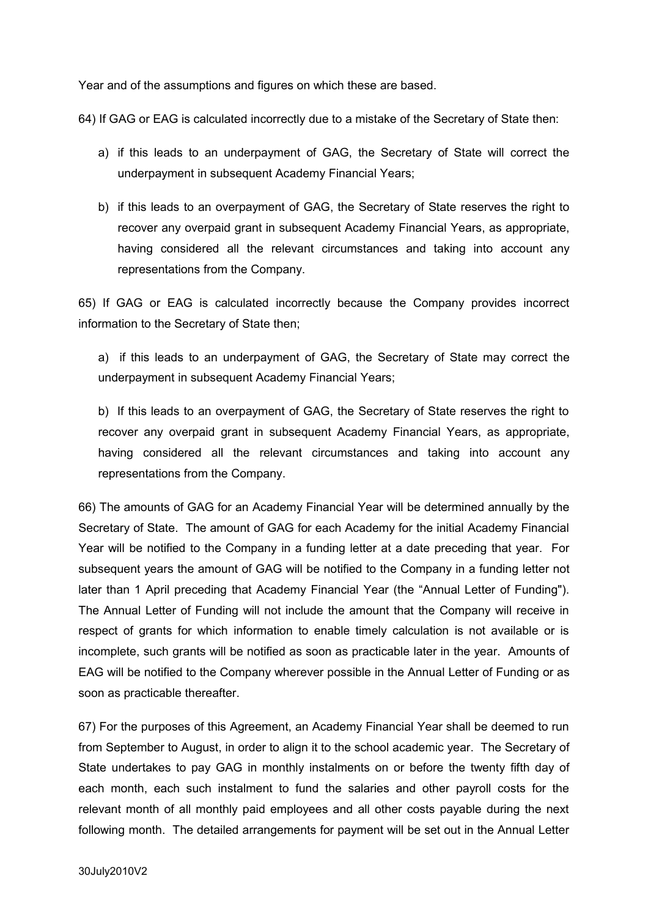Year and of the assumptions and figures on which these are based.

64) If GAG or EAG is calculated incorrectly due to a mistake of the Secretary of State then:

a) if this leads to an underpayment of GAG, the Secretary of State will correct the underpayment in subsequent Academy Financial Years;

b) if this leads to an overpayment of GAG, the Secretary of State reserves the right to recover any overpaid grant in subsequent Academy Financial Years, as appropriate, having considered all the relevant circumstances and taking into account any representations from the Company.

65) If GAG or EAG is calculated incorrectly because the Company provides incorrect information to the Secretary of State then;

a) if this leads to an underpayment of GAG, the Secretary of State may correct the underpayment in subsequent Academy Financial Years;

b) If this leads to an overpayment of GAG, the Secretary of State reserves the right to recover any overpaid grant in subsequent Academy Financial Years, as appropriate, having considered all the relevant circumstances and taking into account any representations from the Company.

66) The amounts of GAG for an Academy Financial Year will be determined annually by the Secretary of State. The amount of GAG for each Academy for the initial Academy Financial Year will be notified to the Company in a funding letter at a date preceding that year. For subsequent years the amount of GAG will be notified to the Company in a funding letter not later than 1 April preceding that Academy Financial Year (the "Annual Letter of Funding"). The Annual Letter of Funding will not include the amount that the Company will receive in respect of grants for which information to enable timely calculation is not available or is incomplete, such grants will be notified as soon as practicable later in the year. Amounts of EAG will be notified to the Company wherever possible in the Annual Letter of Funding or as soon as practicable thereafter.

67) For the purposes of this Agreement, an Academy Financial Year shall be deemed to run from September to August, in order to align it to the school academic year. The Secretary of State undertakes to pay GAG in monthly instalments on or before the twenty fifth day of each month, each such instalment to fund the salaries and other payroll costs for the relevant month of all monthly paid employees and all other costs payable during the next following month. The detailed arrangements for payment will be set out in the Annual Letter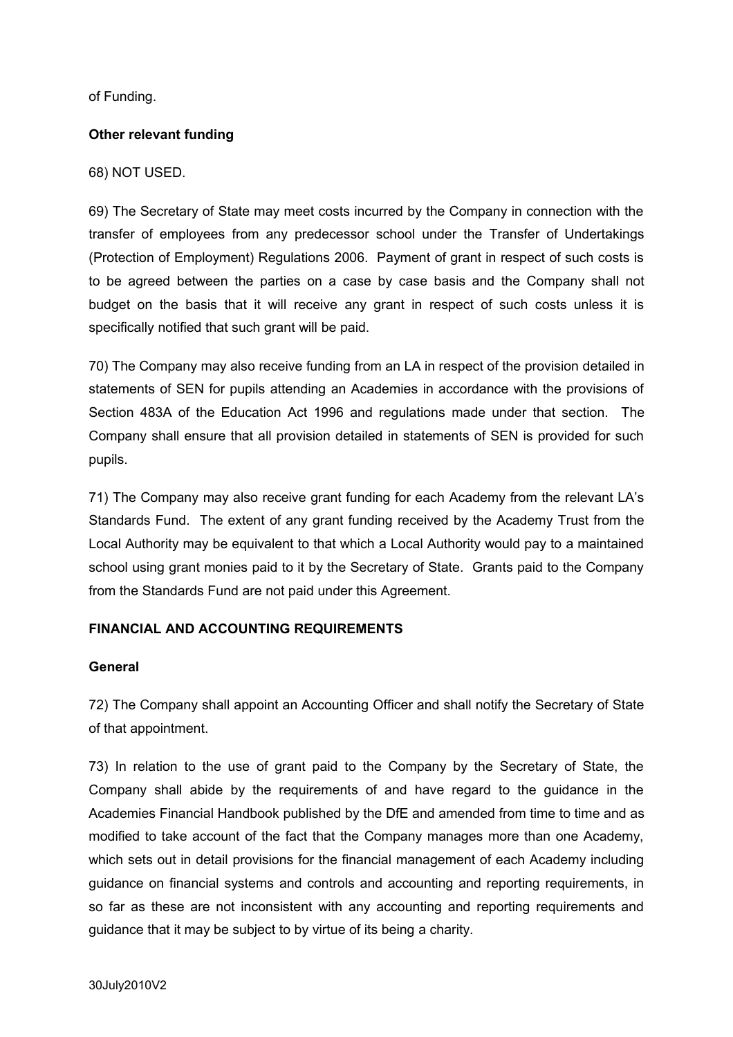of Funding.

**Other relevant funding**

68) NOT USED.

69) The Secretary of State may meet costs incurred by the Company in connection with the transfer of employees from any predecessor school under the Transfer of Undertakings (Protection of Employment) Regulations 2006. Payment of grant in respect of such costs is to be agreed between the parties on a case by case basis and the Company shall not budget on the basis that it will receive any grant in respect of such costs unless it is specifically notified that such grant will be paid.

70) The Company may also receive funding from an LA in respect of the provision detailed in statements of SEN for pupils attending an Academies in accordance with the provisions of Section 483A of the Education Act 1996 and regulations made under that section. The Company shall ensure that all provision detailed in statements of SEN is provided for such pupils.

71) The Company may also receive grant funding for each Academy from the relevant LA's Standards Fund. The extent of any grant funding received by the Academy Trust from the Local Authority may be equivalent to that which a Local Authority would pay to a maintained school using grant monies paid to it by the Secretary of State. Grants paid to the Company from the Standards Fund are not paid under this Agreement.

**FINANCIAL AND ACCOUNTING REQUIREMENTS**

**General**

72) The Company shall appoint an Accounting Officer and shall notify the Secretary of State of that appointment.

73) In relation to the use of grant paid to the Company by the Secretary of State, the Company shall abide by the requirements of and have regard to the guidance in the Academies Financial Handbook published by the DfE and amended from time to time and as modified to take account of the fact that the Company manages more than one Academy, which sets out in detail provisions for the financial management of each Academy including guidance on financial systems and controls and accounting and reporting requirements, in so far as these are not inconsistent with any accounting and reporting requirements and guidance that it may be subject to by virtue of its being a charity.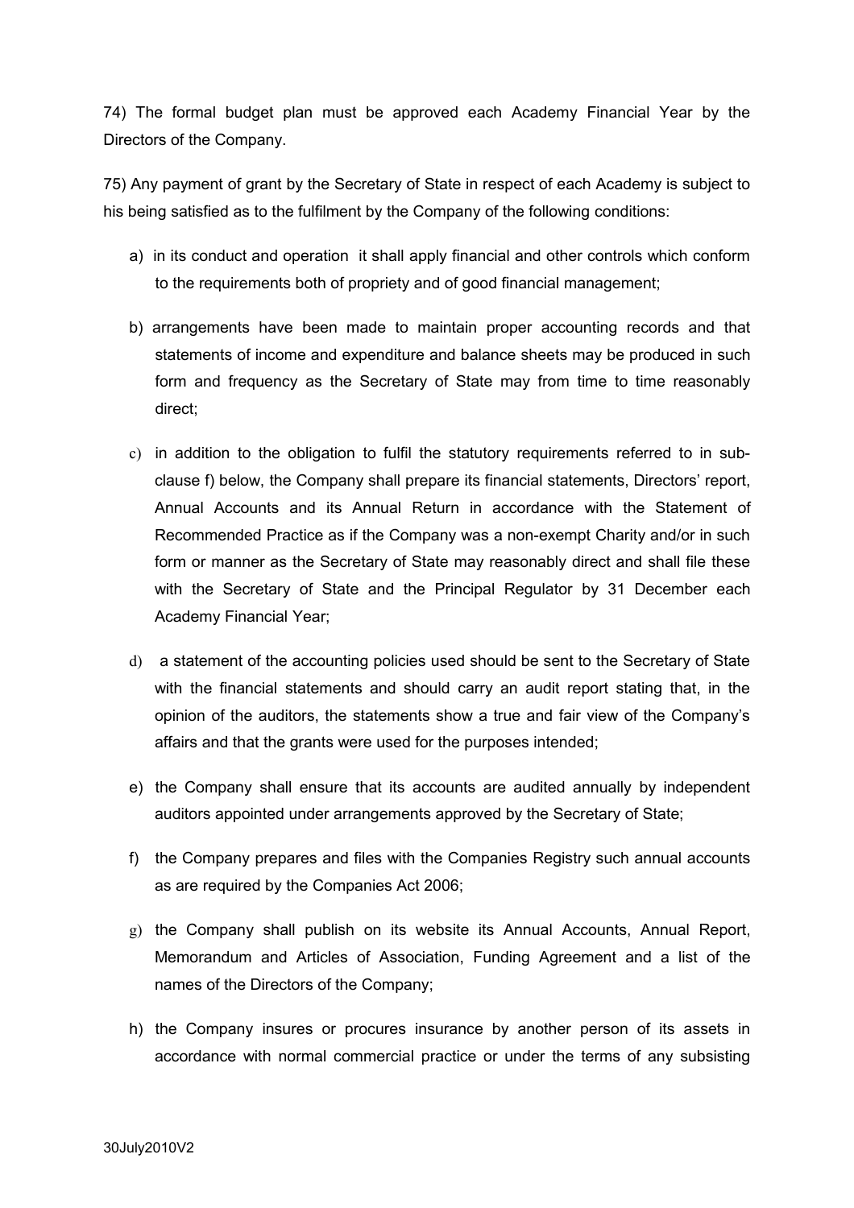74) The formal budget plan must be approved each Academy Financial Year by the Directors of the Company.

75) Any payment of grant by the Secretary of State in respect of each Academy is subject to his being satisfied as to the fulfilment by the Company of the following conditions:

a) in its conduct and operation it shall apply financial and other controls which conform to the requirements both of propriety and of good financial management;

b) arrangements have been made to maintain proper accounting records and that statements of income and expenditure and balance sheets may be produced in such form and frequency as the Secretary of State may from time to time reasonably direct;

c) in addition to the obligation to fulfil the statutory requirements referred to in sub-clause f) below, the Company shall prepare its financial statements, Directors' report, Annual Accounts and its Annual Return in accordance with the Statement of Recommended Practice as if the Company was a non-exempt Charity and/or in such form or manner as the Secretary of State may reasonably direct and shall file these with the Secretary of State and the Principal Regulator by 31 December each Academy Financial Year;

d) a statement of the accounting policies used should be sent to the Secretary of State with the financial statements and should carry an audit report stating that, in the opinion of the auditors, the statements show a true and fair view of the Company's affairs and that the grants were used for the purposes intended;

e) the Company shall ensure that its accounts are audited annually by independent auditors appointed under arrangements approved by the Secretary of State;

f) the Company prepares and files with the Companies Registry such annual accounts as are required by the Companies Act 2006;

g) the Company shall publish on its website its Annual Accounts, Annual Report, Memorandum and Articles of Association, Funding Agreement and a list of the names of the Directors of the Company;

h) the Company insures or procures insurance by another person of its assets in accordance with normal commercial practice or under the terms of any subsisting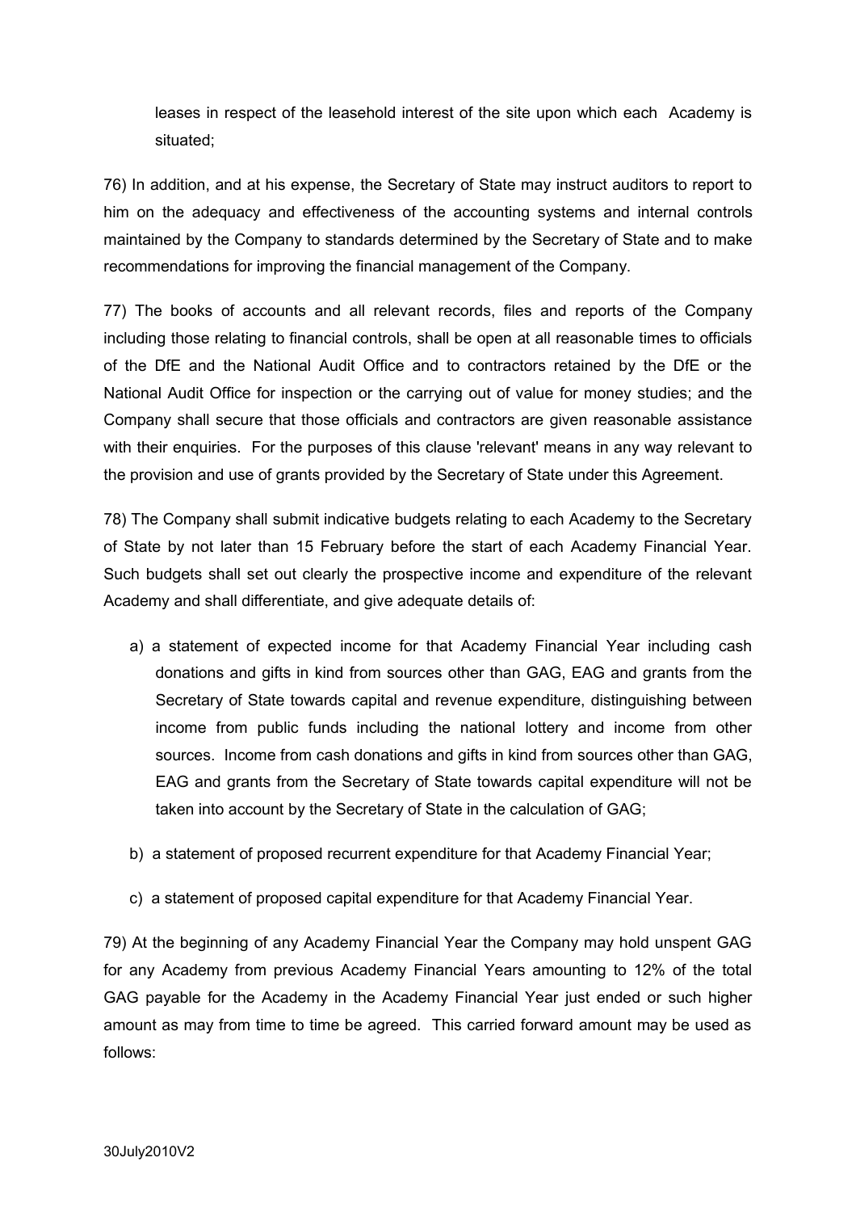leases in respect of the leasehold interest of the site upon which each Academy is situated;

76) In addition, and at his expense, the Secretary of State may instruct auditors to report to him on the adequacy and effectiveness of the accounting systems and internal controls maintained by the Company to standards determined by the Secretary of State and to make recommendations for improving the financial management of the Company.

77) The books of accounts and all relevant records, files and reports of the Company including those relating to financial controls, shall be open at all reasonable times to officials of the DfE and the National Audit Office and to contractors retained by the DfE or the National Audit Office for inspection or the carrying out of value for money studies; and the Company shall secure that those officials and contractors are given reasonable assistance with their enquiries. For the purposes of this clause 'relevant' means in any way relevant to the provision and use of grants provided by the Secretary of State under this Agreement.

78) The Company shall submit indicative budgets relating to each Academy to the Secretary of State by not later than 15 February before the start of each Academy Financial Year. Such budgets shall set out clearly the prospective income and expenditure of the relevant Academy and shall differentiate, and give adequate details of:

a) a statement of expected income for that Academy Financial Year including cash donations and gifts in kind from sources other than GAG, EAG and grants from the Secretary of State towards capital and revenue expenditure, distinguishing between income from public funds including the national lottery and income from other sources. Income from cash donations and gifts in kind from sources other than GAG, EAG and grants from the Secretary of State towards capital expenditure will not be taken into account by the Secretary of State in the calculation of GAG;

b) a statement of proposed recurrent expenditure for that Academy Financial Year;

c) a statement of proposed capital expenditure for that Academy Financial Year.

79) At the beginning of any Academy Financial Year the Company may hold unspent GAG for any Academy from previous Academy Financial Years amounting to 12% of the total GAG payable for the Academy in the Academy Financial Year just ended or such higher amount as may from time to time be agreed. This carried forward amount may be used as follows: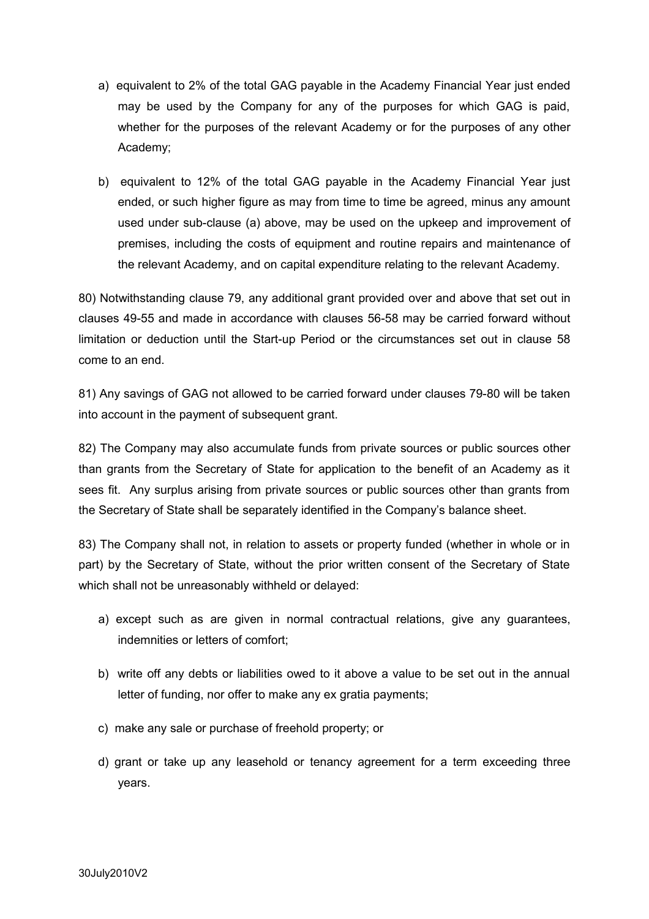a) equivalent to 2% of the total GAG payable in the Academy Financial Year just ended may be used by the Company for any of the purposes for which GAG is paid, whether for the purposes of the relevant Academy or for the purposes of any other Academy;

b) equivalent to 12% of the total GAG payable in the Academy Financial Year just ended, or such higher figure as may from time to time be agreed, minus any amount used under sub-clause (a) above, may be used on the upkeep and improvement of premises, including the costs of equipment and routine repairs and maintenance of the relevant Academy, and on capital expenditure relating to the relevant Academy.

80) Notwithstanding clause 79, any additional grant provided over and above that set out in clauses 49-55 and made in accordance with clauses 56-58 may be carried forward without limitation or deduction until the Start-up Period or the circumstances set out in clause 58 come to an end.

81) Any savings of GAG not allowed to be carried forward under clauses 79-80 will be taken into account in the payment of subsequent grant.

82) The Company may also accumulate funds from private sources or public sources other than grants from the Secretary of State for application to the benefit of an Academy as it sees fit. Any surplus arising from private sources or public sources other than grants from the Secretary of State shall be separately identified in the Company's balance sheet.

83) The Company shall not, in relation to assets or property funded (whether in whole or in part) by the Secretary of State, without the prior written consent of the Secretary of State which shall not be unreasonably withheld or delayed:

a) except such as are given in normal contractual relations, give any guarantees, indemnities or letters of comfort;

b) write off any debts or liabilities owed to it above a value to be set out in the annual letter of funding, nor offer to make any ex gratia payments;

c) make any sale or purchase of freehold property; or

d) grant or take up any leasehold or tenancy agreement for a term exceeding three years.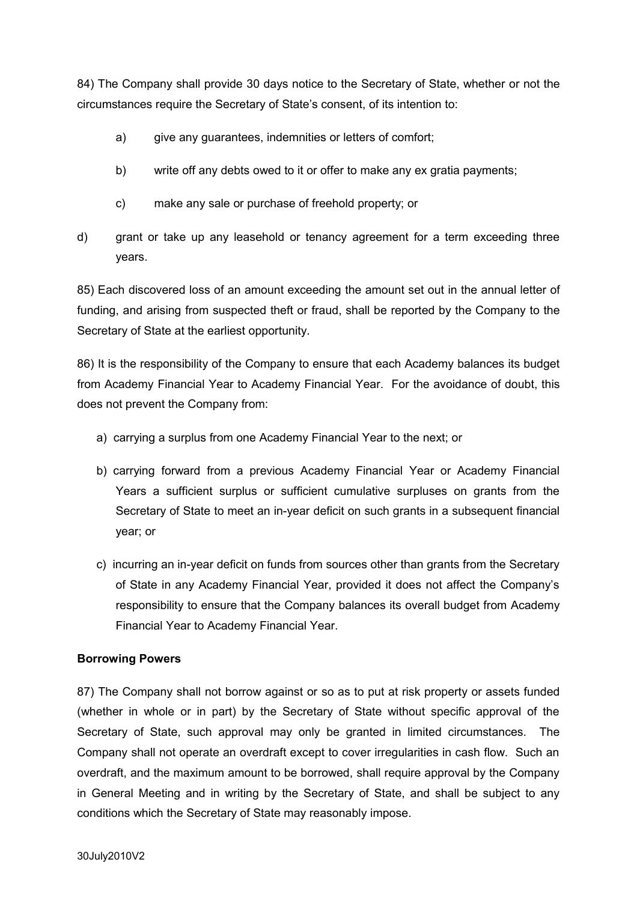84) The Company shall provide 30 days notice to the Secretary of State, whether or not the circumstances require the Secretary of State's consent, of its intention to:

a) give any guarantees, indemnities or letters of comfort;

b) write off any debts owed to it or offer to make any ex gratia payments;

c) make any sale or purchase of freehold property; or

d) grant or take up any leasehold or tenancy agreement for a term exceeding three years.

85) Each discovered loss of an amount exceeding the amount set out in the annual letter of funding, and arising from suspected theft or fraud, shall be reported by the Company to the Secretary of State at the earliest opportunity.

86) It is the responsibility of the Company to ensure that each Academy balances its budget from Academy Financial Year to Academy Financial Year. For the avoidance of doubt, this does not prevent the Company from:

a) carrying a surplus from one Academy Financial Year to the next; or

b) carrying forward from a previous Academy Financial Year or Academy Financial Years a sufficient surplus or sufficient cumulative surpluses on grants from the Secretary of State to meet an in-year deficit on such grants in a subsequent financial year; or

c) incurring an in-year deficit on funds from sources other than grants from the Secretary of State in any Academy Financial Year, provided it does not affect the Company's responsibility to ensure that the Company balances its overall budget from Academy Financial Year to Academy Financial Year.

**Borrowing Powers**

87) The Company shall not borrow against or so as to put at risk property or assets funded (whether in whole or in part) by the Secretary of State without specific approval of the Secretary of State, such approval may only be granted in limited circumstances. The Company shall not operate an overdraft except to cover irregularities in cash flow. Such an overdraft, and the maximum amount to be borrowed, shall require approval by the Company in General Meeting and in writing by the Secretary of State, and shall be subject to any conditions which the Secretary of State may reasonably impose.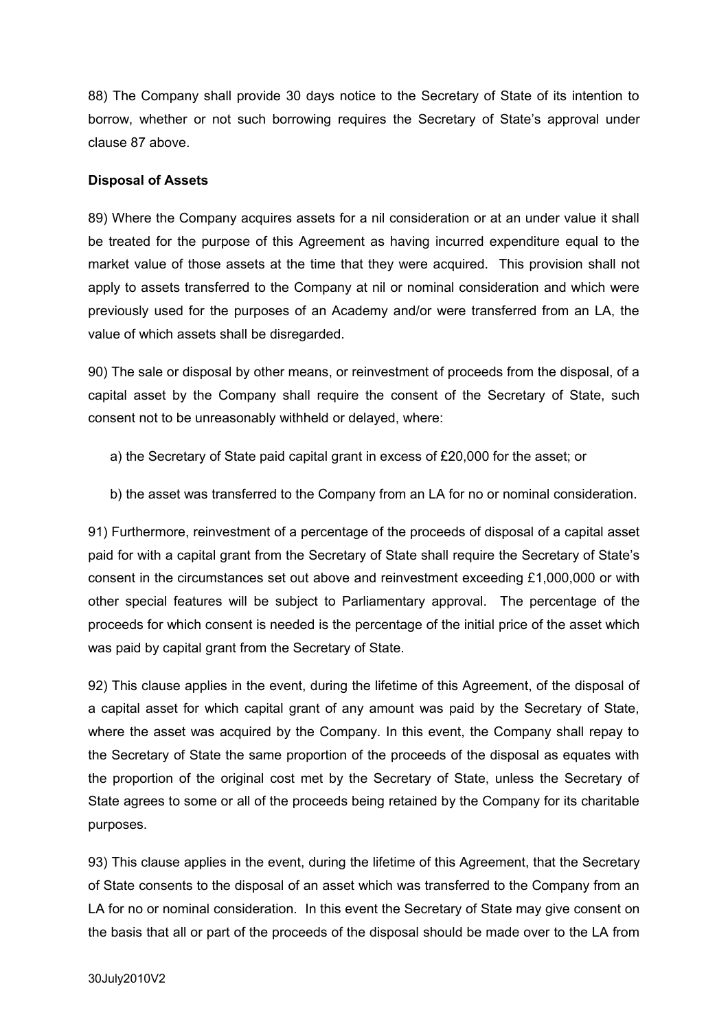88) The Company shall provide 30 days notice to the Secretary of State of its intention to borrow, whether or not such borrowing requires the Secretary of State's approval under clause 87 above.

**Disposal of Assets**

89) Where the Company acquires assets for a nil consideration or at an under value it shall be treated for the purpose of this Agreement as having incurred expenditure equal to the market value of those assets at the time that they were acquired. This provision shall not apply to assets transferred to the Company at nil or nominal consideration and which were previously used for the purposes of an Academy and/or were transferred from an LA, the value of which assets shall be disregarded.

90) The sale or disposal by other means, or reinvestment of proceeds from the disposal, of a capital asset by the Company shall require the consent of the Secretary of State, such consent not to be unreasonably withheld or delayed, where:

a) the Secretary of State paid capital grant in excess of £20,000 for the asset; or

b) the asset was transferred to the Company from an LA for no or nominal consideration.

91) Furthermore, reinvestment of a percentage of the proceeds of disposal of a capital asset paid for with a capital grant from the Secretary of State shall require the Secretary of State's consent in the circumstances set out above and reinvestment exceeding £1,000,000 or with other special features will be subject to Parliamentary approval. The percentage of the proceeds for which consent is needed is the percentage of the initial price of the asset which was paid by capital grant from the Secretary of State.

92) This clause applies in the event, during the lifetime of this Agreement, of the disposal of a capital asset for which capital grant of any amount was paid by the Secretary of State, where the asset was acquired by the Company. In this event, the Company shall repay to the Secretary of State the same proportion of the proceeds of the disposal as equates with the proportion of the original cost met by the Secretary of State, unless the Secretary of State agrees to some or all of the proceeds being retained by the Company for its charitable purposes.

93) This clause applies in the event, during the lifetime of this Agreement, that the Secretary of State consents to the disposal of an asset which was transferred to the Company from an LA for no or nominal consideration. In this event the Secretary of State may give consent on the basis that all or part of the proceeds of the disposal should be made over to the LA from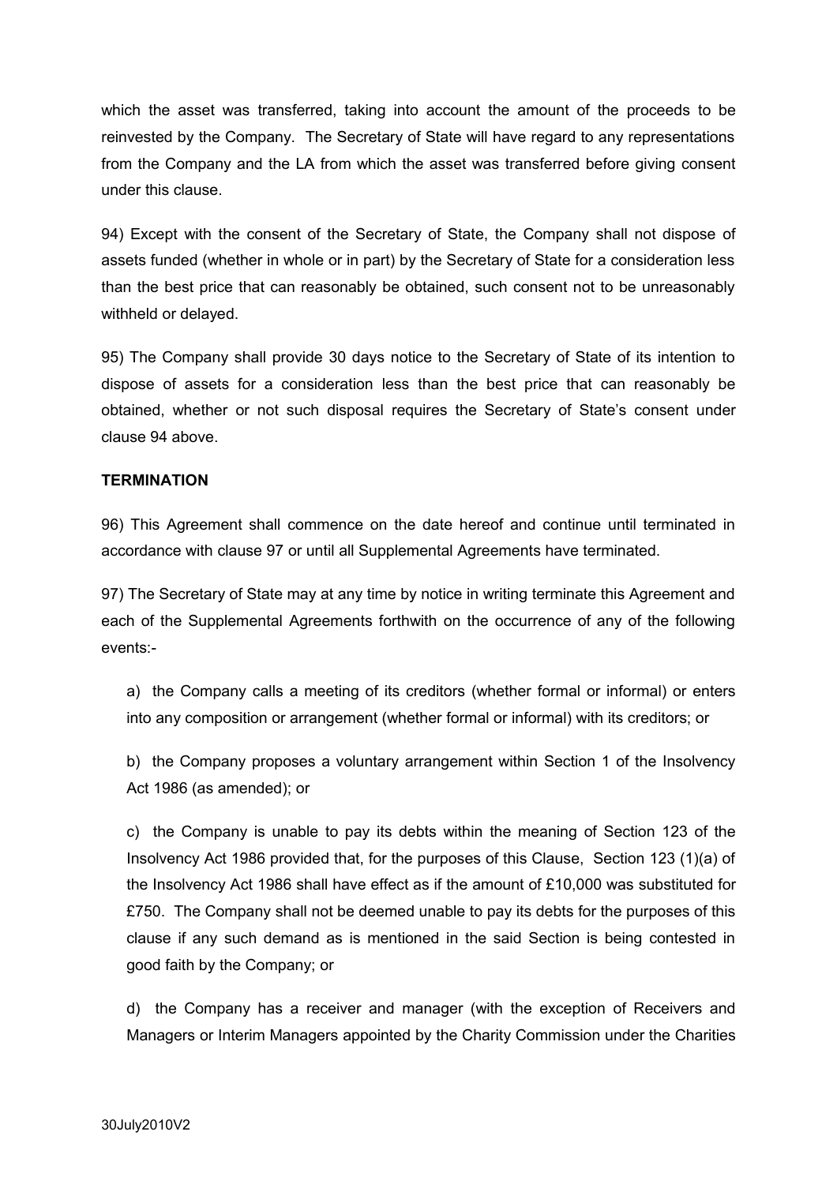which the asset was transferred, taking into account the amount of the proceeds to be reinvested by the Company. The Secretary of State will have regard to any representations from the Company and the LA from which the asset was transferred before giving consent under this clause.

94) Except with the consent of the Secretary of State, the Company shall not dispose of assets funded (whether in whole or in part) by the Secretary of State for a consideration less than the best price that can reasonably be obtained, such consent not to be unreasonably withheld or delayed.

95) The Company shall provide 30 days notice to the Secretary of State of its intention to dispose of assets for a consideration less than the best price that can reasonably be obtained, whether or not such disposal requires the Secretary of State's consent under clause 94 above.

**TERMINATION**

96) This Agreement shall commence on the date hereof and continue until terminated in accordance with clause 97 or until all Supplemental Agreements have terminated.

97) The Secretary of State may at any time by notice in writing terminate this Agreement and each of the Supplemental Agreements forthwith on the occurrence of any of the following events:-

a) the Company calls a meeting of its creditors (whether formal or informal) or enters into any composition or arrangement (whether formal or informal) with its creditors; or

b) the Company proposes a voluntary arrangement within Section 1 of the Insolvency Act 1986 (as amended); or

c) the Company is unable to pay its debts within the meaning of Section 123 of the Insolvency Act 1986 provided that, for the purposes of this Clause, Section 123 (1)(a) of the Insolvency Act 1986 shall have effect as if the amount of £10,000 was substituted for £750. The Company shall not be deemed unable to pay its debts for the purposes of this clause if any such demand as is mentioned in the said Section is being contested in good faith by the Company; or

d) the Company has a receiver and manager (with the exception of Receivers and Managers or Interim Managers appointed by the Charity Commission under the Charities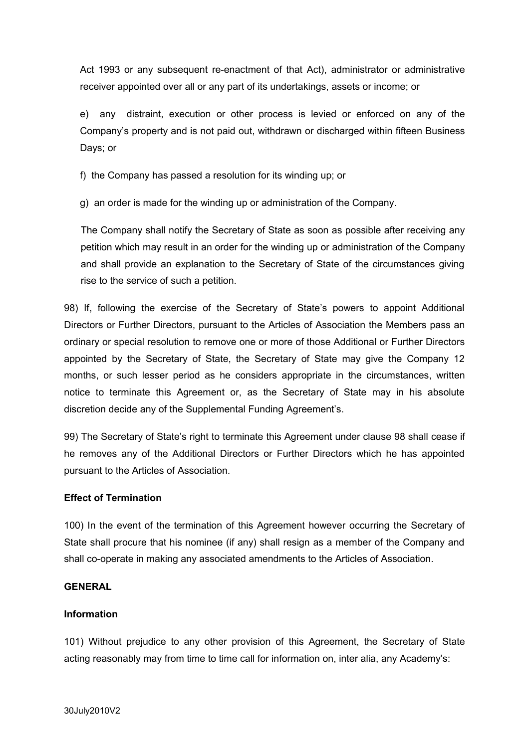Act 1993 or any subsequent re-enactment of that Act), administrator or administrative receiver appointed over all or any part of its undertakings, assets or income; or

e) any distraint, execution or other process is levied or enforced on any of the Company's property and is not paid out, withdrawn or discharged within fifteen Business Days; or

f) the Company has passed a resolution for its winding up; or

g) an order is made for the winding up or administration of the Company.

The Company shall notify the Secretary of State as soon as possible after receiving any petition which may result in an order for the winding up or administration of the Company and shall provide an explanation to the Secretary of State of the circumstances giving rise to the service of such a petition.

98) If, following the exercise of the Secretary of State's powers to appoint Additional Directors or Further Directors, pursuant to the Articles of Association the Members pass an ordinary or special resolution to remove one or more of those Additional or Further Directors appointed by the Secretary of State, the Secretary of State may give the Company 12 months, or such lesser period as he considers appropriate in the circumstances, written notice to terminate this Agreement or, as the Secretary of State may in his absolute discretion decide any of the Supplemental Funding Agreement's.

99) The Secretary of State's right to terminate this Agreement under clause 98 shall cease if he removes any of the Additional Directors or Further Directors which he has appointed pursuant to the Articles of Association.

**Effect of Termination**

100) In the event of the termination of this Agreement however occurring the Secretary of State shall procure that his nominee (if any) shall resign as a member of the Company and shall co-operate in making any associated amendments to the Articles of Association.

**GENERAL**

**Information**

101) Without prejudice to any other provision of this Agreement, the Secretary of State acting reasonably may from time to time call for information on, inter alia, any Academy's: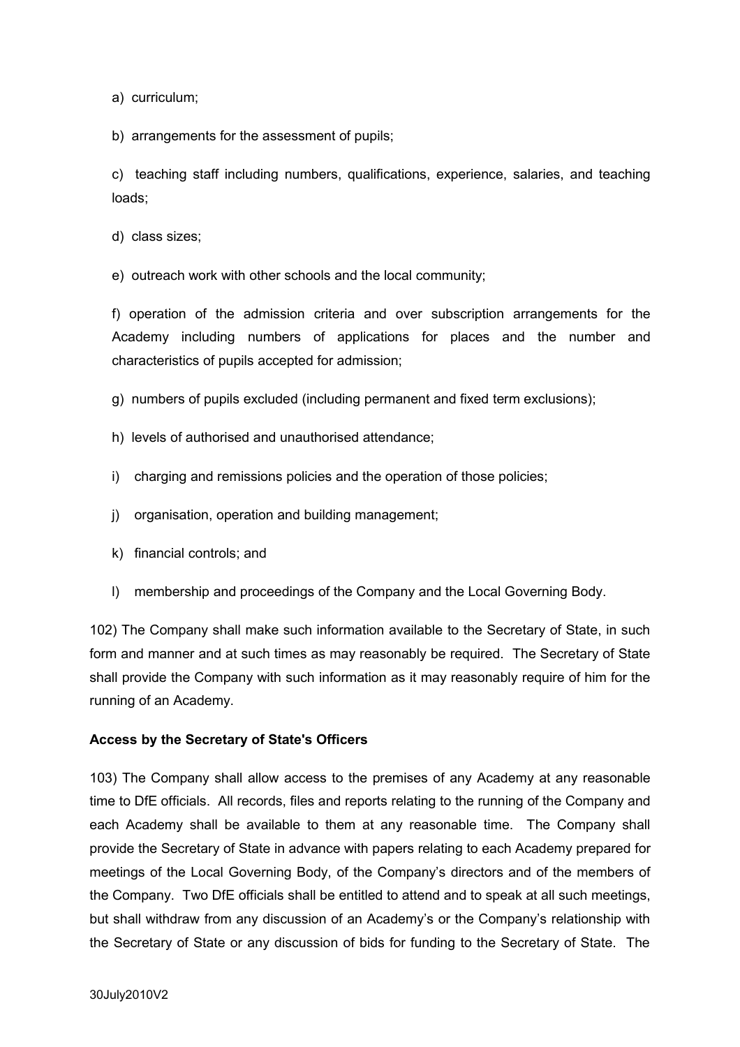a) curriculum;

b) arrangements for the assessment of pupils;

c) teaching staff including numbers, qualifications, experience, salaries, and teaching loads;

d) class sizes;

e) outreach work with other schools and the local community;

f) operation of the admission criteria and over subscription arrangements for the Academy including numbers of applications for places and the number and characteristics of pupils accepted for admission;

g) numbers of pupils excluded (including permanent and fixed term exclusions);

h) levels of authorised and unauthorised attendance;

i) charging and remissions policies and the operation of those policies;

j) organisation, operation and building management;

k) financial controls; and

l) membership and proceedings of the Company and the Local Governing Body.

102) The Company shall make such information available to the Secretary of State, in such form and manner and at such times as may reasonably be required. The Secretary of State shall provide the Company with such information as it may reasonably require of him for the running of an Academy.

**Access by the Secretary of State's Officers**

103) The Company shall allow access to the premises of any Academy at any reasonable time to DfE officials. All records, files and reports relating to the running of the Company and each Academy shall be available to them at any reasonable time. The Company shall provide the Secretary of State in advance with papers relating to each Academy prepared for meetings of the Local Governing Body, of the Company's directors and of the members of the Company. Two DfE officials shall be entitled to attend and to speak at all such meetings, but shall withdraw from any discussion of an Academy's or the Company's relationship with the Secretary of State or any discussion of bids for funding to the Secretary of State. The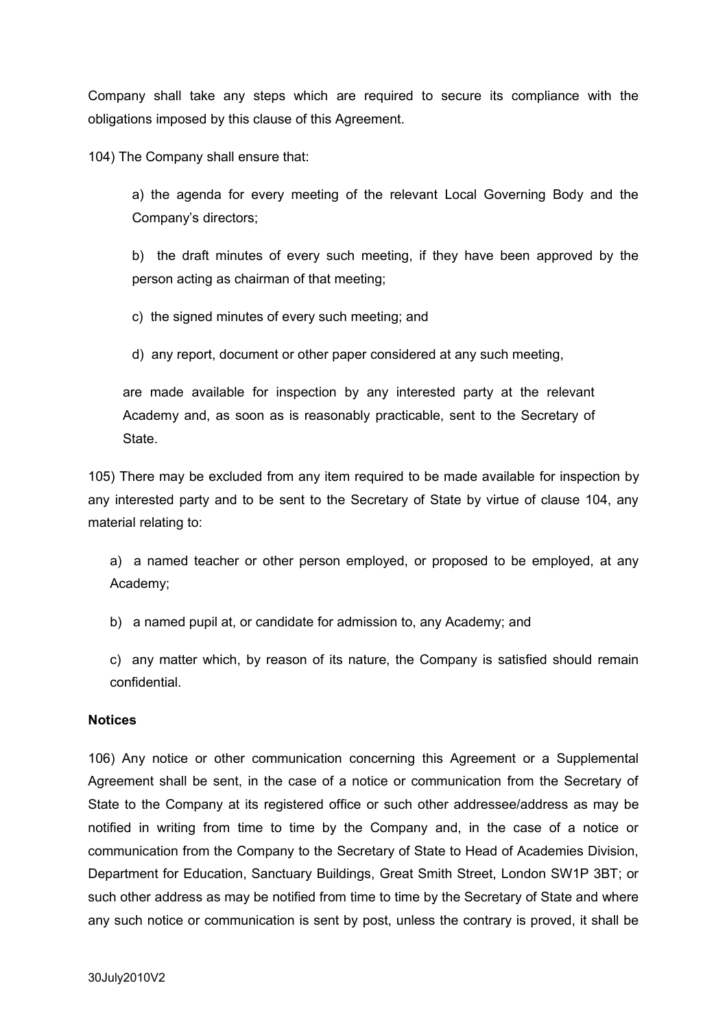Company shall take any steps which are required to secure its compliance with the obligations imposed by this clause of this Agreement.

104) The Company shall ensure that:

a) the agenda for every meeting of the relevant Local Governing Body and the Company's directors;

b) the draft minutes of every such meeting, if they have been approved by the person acting as chairman of that meeting;

c) the signed minutes of every such meeting; and

d) any report, document or other paper considered at any such meeting,

are made available for inspection by any interested party at the relevant Academy and, as soon as is reasonably practicable, sent to the Secretary of State.

105) There may be excluded from any item required to be made available for inspection by any interested party and to be sent to the Secretary of State by virtue of clause 104, any material relating to:

a) a named teacher or other person employed, or proposed to be employed, at any Academy;

b) a named pupil at, or candidate for admission to, any Academy; and

c) any matter which, by reason of its nature, the Company is satisfied should remain confidential.

**Notices**

106) Any notice or other communication concerning this Agreement or a Supplemental Agreement shall be sent, in the case of a notice or communication from the Secretary of State to the Company at its registered office or such other addressee/address as may be notified in writing from time to time by the Company and, in the case of a notice or communication from the Company to the Secretary of State to Head of Academies Division, Department for Education, Sanctuary Buildings, Great Smith Street, London SW1P 3BT; or such other address as may be notified from time to time by the Secretary of State and where any such notice or communication is sent by post, unless the contrary is proved, it shall be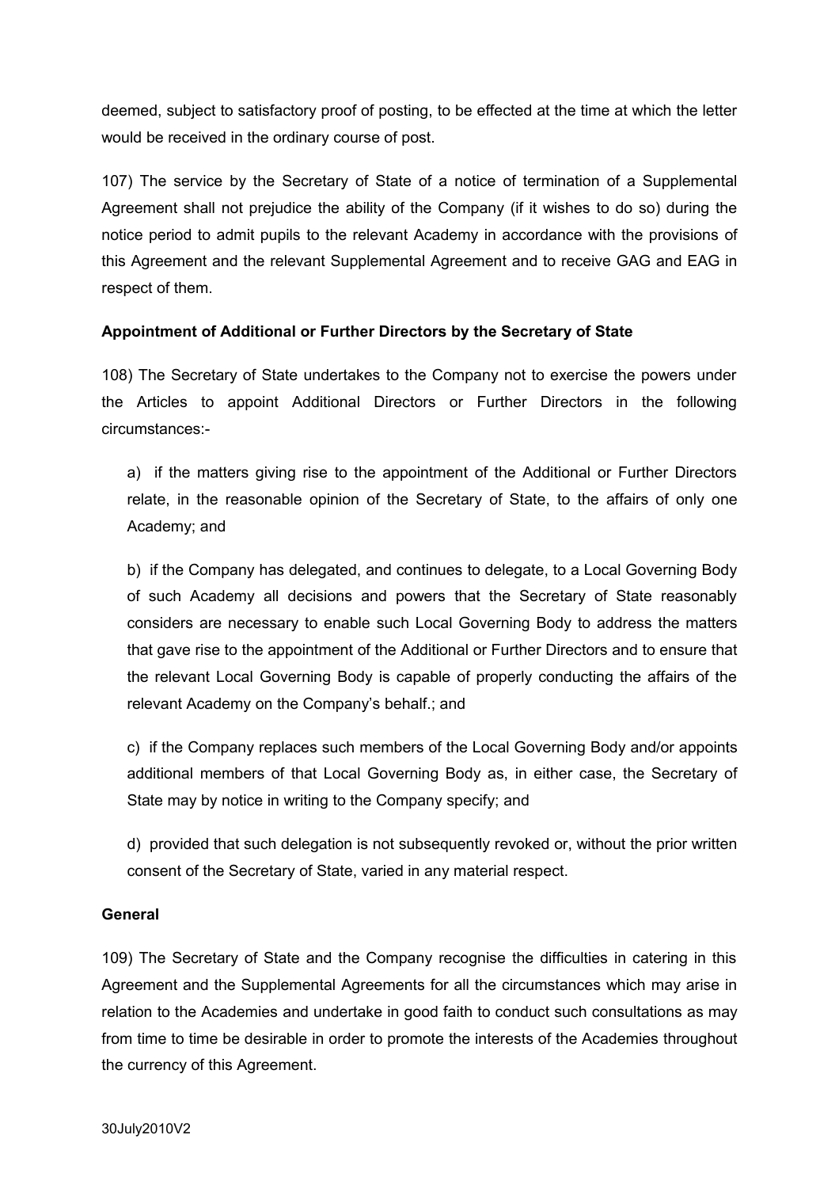deemed, subject to satisfactory proof of posting, to be effected at the time at which the letter would be received in the ordinary course of post.

107) The service by the Secretary of State of a notice of termination of a Supplemental Agreement shall not prejudice the ability of the Company (if it wishes to do so) during the notice period to admit pupils to the relevant Academy in accordance with the provisions of this Agreement and the relevant Supplemental Agreement and to receive GAG and EAG in respect of them.

**Appointment of Additional or Further Directors by the Secretary of State**

108) The Secretary of State undertakes to the Company not to exercise the powers under the Articles to appoint Additional Directors or Further Directors in the following circumstances:-

a) if the matters giving rise to the appointment of the Additional or Further Directors relate, in the reasonable opinion of the Secretary of State, to the affairs of only one Academy; and

b) if the Company has delegated, and continues to delegate, to a Local Governing Body of such Academy all decisions and powers that the Secretary of State reasonably considers are necessary to enable such Local Governing Body to address the matters that gave rise to the appointment of the Additional or Further Directors and to ensure that the relevant Local Governing Body is capable of properly conducting the affairs of the relevant Academy on the Company's behalf.; and

c) if the Company replaces such members of the Local Governing Body and/or appoints additional members of that Local Governing Body as, in either case, the Secretary of State may by notice in writing to the Company specify; and

d) provided that such delegation is not subsequently revoked or, without the prior written consent of the Secretary of State, varied in any material respect.

**General**

109) The Secretary of State and the Company recognise the difficulties in catering in this Agreement and the Supplemental Agreements for all the circumstances which may arise in relation to the Academies and undertake in good faith to conduct such consultations as may from time to time be desirable in order to promote the interests of the Academies throughout the currency of this Agreement.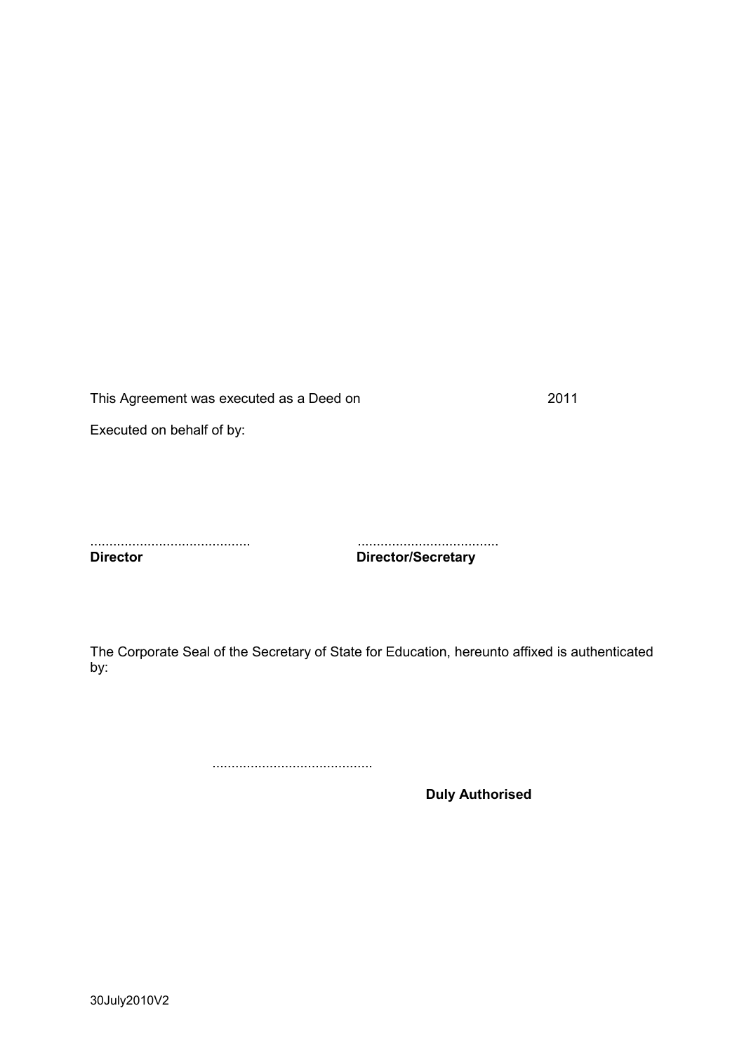This Agreement was executed as a Deed on 2011

Executed on behalf of by:

.......................................... ....................................

**Director** **Director/Secretary**

The Corporate Seal of the Secretary of State for Education, hereunto affixed is authenticated by:

..........................................

**Duly Authorised**

30July2010V2